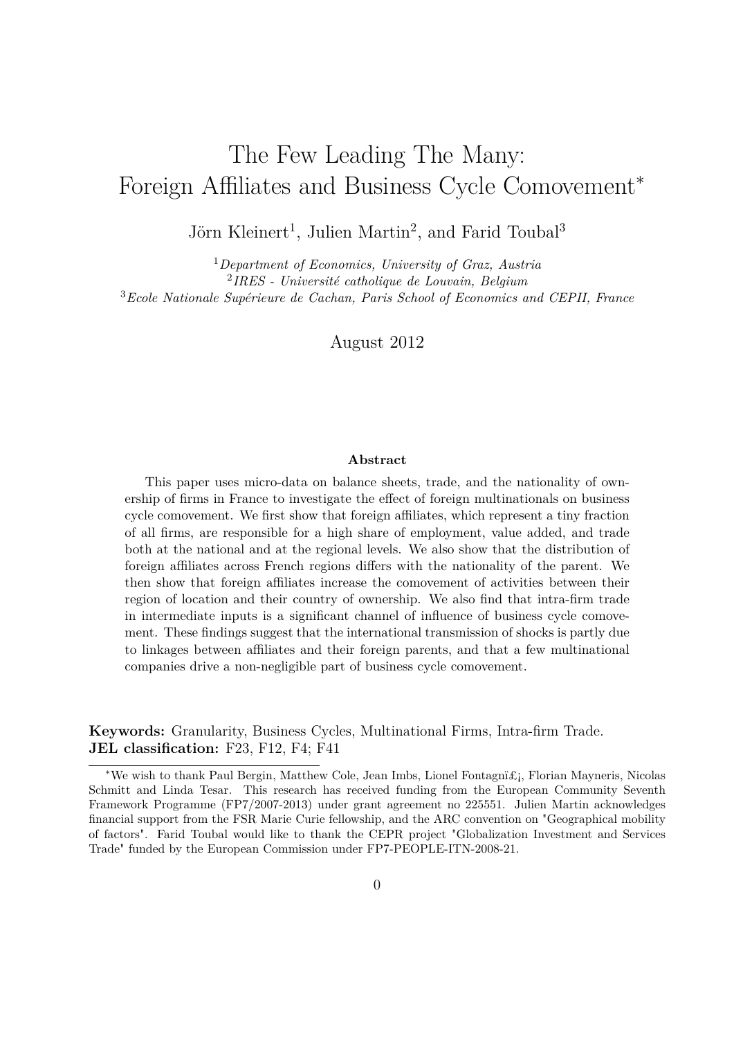# The Few Leading The Many: Foreign Affiliates and Business Cycle Comovement*

Jörn Kleinert[1], Julien Martin[2], and Farid Toubal[3]

[1] *Department of Economics, University of Graz, Austria*
[2] *IRES - Université catholique de Louvain, Belgium*
[3] *Ecole Nationale Supérieure de Cachan, Paris School of Economics and CEPII, France*

August 2012

**Abstract**

This paper uses micro-data on balance sheets, trade, and the nationality of ownership of firms in France to investigate the effect of foreign multinationals on business cycle comovement. We first show that foreign affiliates, which represent a tiny fraction of all firms, are responsible for a high share of employment, value added, and trade both at the national and at the regional levels. We also show that the distribution of foreign affiliates across French regions differs with the nationality of the parent. We then show that foreign affiliates increase the comovement of activities between their region of location and their country of ownership. We also find that intra-firm trade in intermediate inputs is a significant channel of influence of business cycle comovement. These findings suggest that the international transmission of shocks is partly due to linkages between affiliates and their foreign parents, and that a few multinational companies drive a non-negligible part of business cycle comovement.

**Keywords:** Granularity, Business Cycles, Multinational Firms, Intra-firm Trade.
**JEL classification:** F23, F12, F4; F41

*We wish to thank Paul Bergin, Matthew Cole, Jean Imbs, Lionel Fontagnï£¡, Florian Mayneris, Nicolas Schmitt and Linda Tesar. This research has received funding from the European Community Seventh Framework Programme (FP7/2007-2013) under grant agreement no 225551. Julien Martin acknowledges financial support from the FSR Marie Curie fellowship, and the ARC convention on "Geographical mobility of factors". Farid Toubal would like to thank the CEPR project "Globalization Investment and Services Trade" funded by the European Commission under FP7-PEOPLE-ITN-2008-21.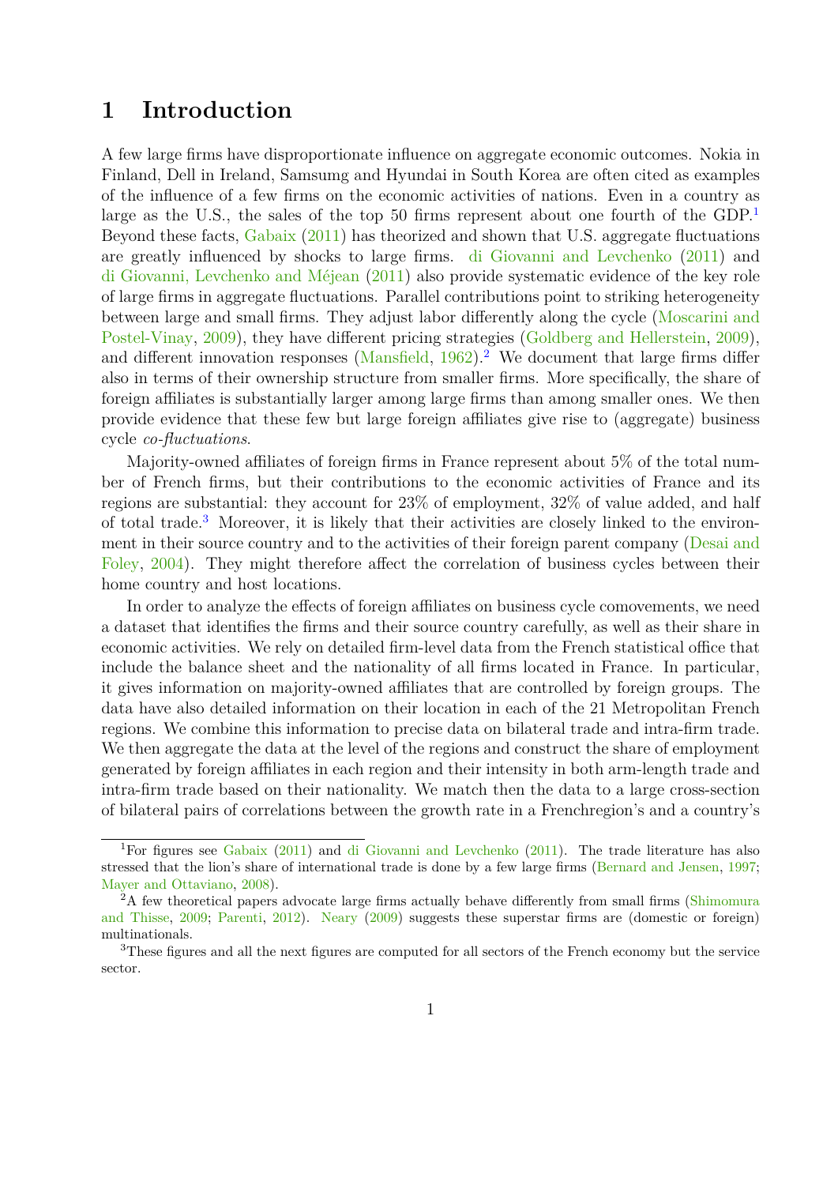# 1 Introduction

A few large firms have disproportionate influence on aggregate economic outcomes. Nokia in Finland, Dell in Ireland, Samsumg and Hyundai in South Korea are often cited as examples of the influence of a few firms on the economic activities of nations. Even in a country as large as the U.S., the sales of the top 50 firms represent about one fourth of the GDP.[1] Beyond these facts, Gabaix (2011) has theorized and shown that U.S. aggregate fluctuations are greatly influenced by shocks to large firms. di Giovanni and Levchenko (2011) and di Giovanni, Levchenko and Méjean (2011) also provide systematic evidence of the key role of large firms in aggregate fluctuations. Parallel contributions point to striking heterogeneity between large and small firms. They adjust labor differently along the cycle (Moscarini and Postel-Vinay, 2009), they have different pricing strategies (Goldberg and Hellerstein, 2009), and different innovation responses (Mansfield, 1962).[2] We document that large firms differ also in terms of their ownership structure from smaller firms. More specifically, the share of foreign affiliates is substantially larger among large firms than among smaller ones. We then provide evidence that these few but large foreign affiliates give rise to (aggregate) business cycle *co-fluctuations*.

Majority-owned affiliates of foreign firms in France represent about 5% of the total number of French firms, but their contributions to the economic activities of France and its regions are substantial: they account for 23% of employment, 32% of value added, and half of total trade.[3] Moreover, it is likely that their activities are closely linked to the environment in their source country and to the activities of their foreign parent company (Desai and Foley, 2004). They might therefore affect the correlation of business cycles between their home country and host locations.

In order to analyze the effects of foreign affiliates on business cycle comovements, we need a dataset that identifies the firms and their source country carefully, as well as their share in economic activities. We rely on detailed firm-level data from the French statistical office that include the balance sheet and the nationality of all firms located in France. In particular, it gives information on majority-owned affiliates that are controlled by foreign groups. The data have also detailed information on their location in each of the 21 Metropolitan French regions. We combine this information to precise data on bilateral trade and intra-firm trade. We then aggregate the data at the level of the regions and construct the share of employment generated by foreign affiliates in each region and their intensity in both arm-length trade and intra-firm trade based on their nationality. We match then the data to a large cross-section of bilateral pairs of correlations between the growth rate in a Frenchregion's and a country's

[1] For figures see Gabaix (2011) and di Giovanni and Levchenko (2011). The trade literature has also stressed that the lion's share of international trade is done by a few large firms (Bernard and Jensen, 1997; Mayer and Ottaviano, 2008).

[2] A few theoretical papers advocate large firms actually behave differently from small firms (Shimomura and Thisse, 2009; Parenti, 2012). Neary (2009) suggests these superstar firms are (domestic or foreign) multinationals.

[3] These figures and all the next figures are computed for all sectors of the French economy but the service sector.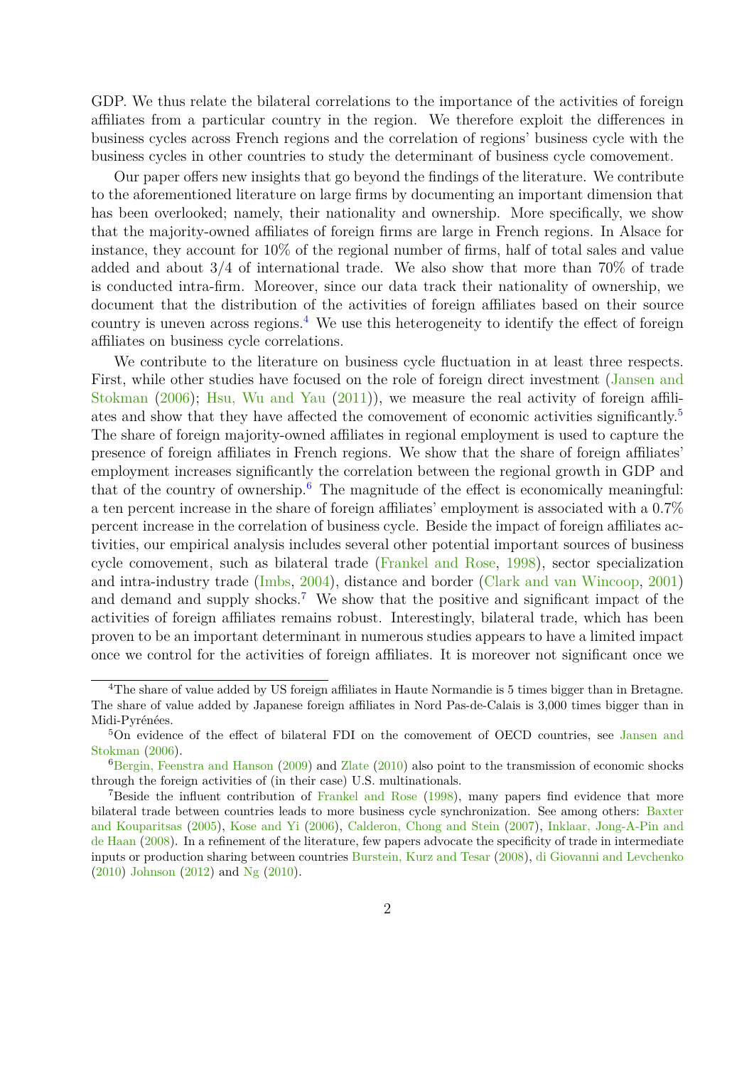GDP. We thus relate the bilateral correlations to the importance of the activities of foreign affiliates from a particular country in the region. We therefore exploit the differences in business cycles across French regions and the correlation of regions' business cycle with the business cycles in other countries to study the determinant of business cycle comovement.

Our paper offers new insights that go beyond the findings of the literature. We contribute to the aforementioned literature on large firms by documenting an important dimension that has been overlooked; namely, their nationality and ownership. More specifically, we show that the majority-owned affiliates of foreign firms are large in French regions. In Alsace for instance, they account for 10% of the regional number of firms, half of total sales and value added and about 3/4 of international trade. We also show that more than 70% of trade is conducted intra-firm. Moreover, since our data track their nationality of ownership, we document that the distribution of the activities of foreign affiliates based on their source country is uneven across regions.[4] We use this heterogeneity to identify the effect of foreign affiliates on business cycle correlations.

We contribute to the literature on business cycle fluctuation in at least three respects. First, while other studies have focused on the role of foreign direct investment (Jansen and Stokman (2006); Hsu, Wu and Yau (2011)), we measure the real activity of foreign affiliates and show that they have affected the comovement of economic activities significantly.[5] The share of foreign majority-owned affiliates in regional employment is used to capture the presence of foreign affiliates in French regions. We show that the share of foreign affiliates' employment increases significantly the correlation between the regional growth in GDP and that of the country of ownership.[6] The magnitude of the effect is economically meaningful: a ten percent increase in the share of foreign affiliates' employment is associated with a 0.7% percent increase in the correlation of business cycle. Beside the impact of foreign affiliates activities, our empirical analysis includes several other potential important sources of business cycle comovement, such as bilateral trade (Frankel and Rose, 1998), sector specialization and intra-industry trade (Imbs, 2004), distance and border (Clark and van Wincoop, 2001) and demand and supply shocks.[7] We show that the positive and significant impact of the activities of foreign affiliates remains robust. Interestingly, bilateral trade, which has been proven to be an important determinant in numerous studies appears to have a limited impact once we control for the activities of foreign affiliates. It is moreover not significant once we

---

[4] The share of value added by US foreign affiliates in Haute Normandie is 5 times bigger than in Bretagne. The share of value added by Japanese foreign affiliates in Nord Pas-de-Calais is 3,000 times bigger than in Midi-Pyrénées.

[5] On evidence of the effect of bilateral FDI on the comovement of OECD countries, see Jansen and Stokman (2006).

[6] Bergin, Feenstra and Hanson (2009) and Zlate (2010) also point to the transmission of economic shocks through the foreign activities of (in their case) U.S. multinationals.

[7] Beside the influent contribution of Frankel and Rose (1998), many papers find evidence that more bilateral trade between countries leads to more business cycle synchronization. See among others: Baxter and Kouparitsas (2005), Kose and Yi (2006), Calderon, Chong and Stein (2007), Inklaar, Jong-A-Pin and de Haan (2008). In a refinement of the literature, few papers advocate the specificity of trade in intermediate inputs or production sharing between countries Burstein, Kurz and Tesar (2008), di Giovanni and Levchenko (2010) Johnson (2012) and Ng (2010).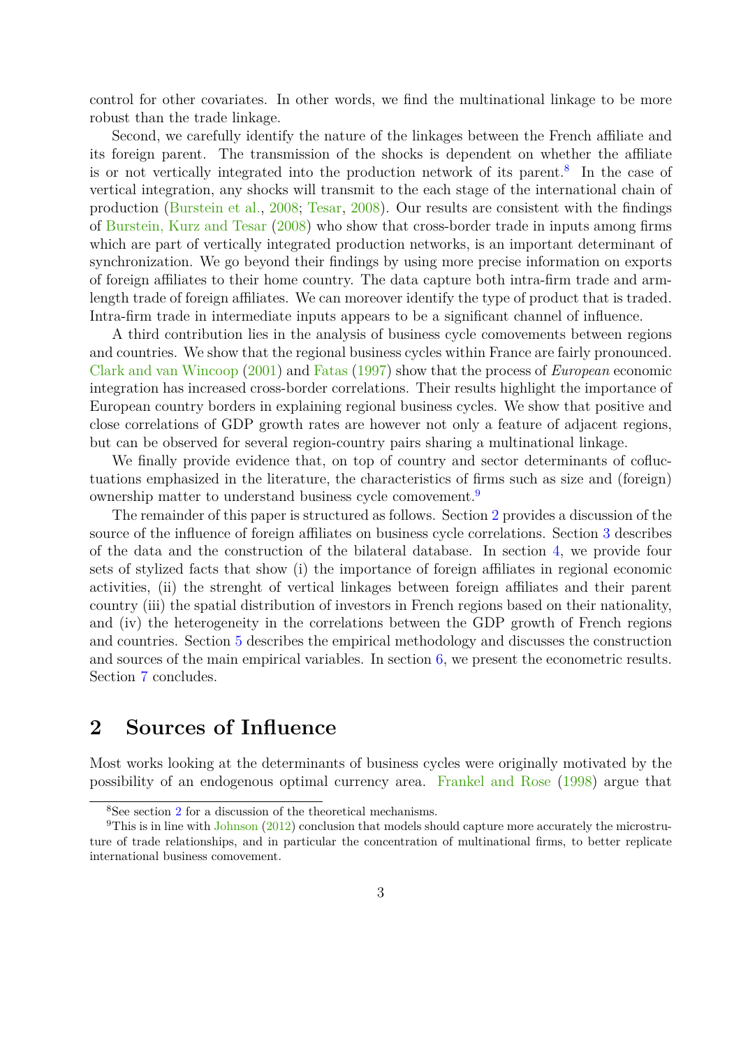control for other covariates. In other words, we find the multinational linkage to be more robust than the trade linkage.

Second, we carefully identify the nature of the linkages between the French affiliate and its foreign parent. The transmission of the shocks is dependent on whether the affiliate is or not vertically integrated into the production network of its parent.[8] In the case of vertical integration, any shocks will transmit to the each stage of the international chain of production (Burstein et al., 2008; Tesar, 2008). Our results are consistent with the findings of Burstein, Kurz and Tesar (2008) who show that cross-border trade in inputs among firms which are part of vertically integrated production networks, is an important determinant of synchronization. We go beyond their findings by using more precise information on exports of foreign affiliates to their home country. The data capture both intra-firm trade and arm-length trade of foreign affiliates. We can moreover identify the type of product that is traded. Intra-firm trade in intermediate inputs appears to be a significant channel of influence.

A third contribution lies in the analysis of business cycle comovements between regions and countries. We show that the regional business cycles within France are fairly pronounced. Clark and van Wincoop (2001) and Fatas (1997) show that the process of *European* economic integration has increased cross-border correlations. Their results highlight the importance of European country borders in explaining regional business cycles. We show that positive and close correlations of GDP growth rates are however not only a feature of adjacent regions, but can be observed for several region-country pairs sharing a multinational linkage.

We finally provide evidence that, on top of country and sector determinants of cofluctuations emphasized in the literature, the characteristics of firms such as size and (foreign) ownership matter to understand business cycle comovement.[9]

The remainder of this paper is structured as follows. Section 2 provides a discussion of the source of the influence of foreign affiliates on business cycle correlations. Section 3 describes of the data and the construction of the bilateral database. In section 4, we provide four sets of stylized facts that show (i) the importance of foreign affiliates in regional economic activities, (ii) the strenght of vertical linkages between foreign affiliates and their parent country (iii) the spatial distribution of investors in French regions based on their nationality, and (iv) the heterogeneity in the correlations between the GDP growth of French regions and countries. Section 5 describes the empirical methodology and discusses the construction and sources of the main empirical variables. In section 6, we present the econometric results. Section 7 concludes.

## 2 Sources of Influence

Most works looking at the determinants of business cycles were originally motivated by the possibility of an endogenous optimal currency area. Frankel and Rose (1998) argue that

[8] See section 2 for a discussion of the theoretical mechanisms.

[9] This is in line with Johnson (2012) conclusion that models should capture more accurately the microstructure of trade relationships, and in particular the concentration of multinational firms, to better replicate international business comovement.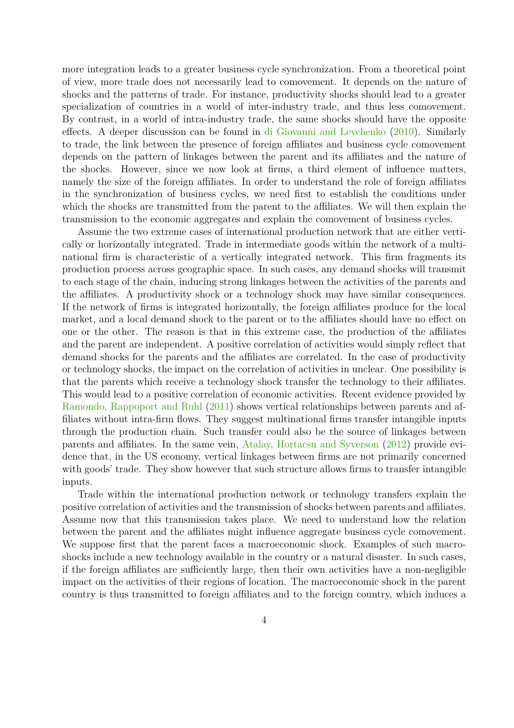more integration leads to a greater business cycle synchronization. From a theoretical point of view, more trade does not necessarily lead to comovement. It depends on the nature of shocks and the patterns of trade. For instance, productivity shocks should lead to a greater specialization of countries in a world of inter-industry trade, and thus less comovement. By contrast, in a world of intra-industry trade, the same shocks should have the opposite effects. A deeper discussion can be found in di Giovanni and Levchenko (2010). Similarly to trade, the link between the presence of foreign affiliates and business cycle comovement depends on the pattern of linkages between the parent and its affiliates and the nature of the shocks. However, since we now look at firms, a third element of influence matters, namely the size of the foreign affiliates. In order to understand the role of foreign affiliates in the synchronization of business cycles, we need first to establish the conditions under which the shocks are transmitted from the parent to the affiliates. We will then explain the transmission to the economic aggregates and explain the comovement of business cycles.

Assume the two extreme cases of international production network that are either vertically or horizontally integrated. Trade in intermediate goods within the network of a multinational firm is characteristic of a vertically integrated network. This firm fragments its production process across geographic space. In such cases, any demand shocks will transmit to each stage of the chain, inducing strong linkages between the activities of the parents and the affiliates. A productivity shock or a technology shock may have similar consequences. If the network of firms is integrated horizontally, the foreign affiliates produce for the local market, and a local demand shock to the parent or to the affiliates should have no effect on one or the other. The reason is that in this extreme case, the production of the affiliates and the parent are independent. A positive correlation of activities would simply reflect that demand shocks for the parents and the affiliates are correlated. In the case of productivity or technology shocks, the impact on the correlation of activities in unclear. One possibility is that the parents which receive a technology shock transfer the technology to their affiliates. This would lead to a positive correlation of economic activities. Recent evidence provided by Ramondo, Rappoport and Ruhl (2011) shows vertical relationships between parents and affiliates without intra-firm flows. They suggest multinational firms transfer intangible inputs through the production chain. Such transfer could also be the source of linkages between parents and affiliates. In the same vein, Atalay, Hortacsu and Syverson (2012) provide evidence that, in the US economy, vertical linkages between firms are not primarily concerned with goods' trade. They show however that such structure allows firms to transfer intangible inputs.

Trade within the international production network or technology transfers explain the positive correlation of activities and the transmission of shocks between parents and affiliates. Assume now that this transmission takes place. We need to understand how the relation between the parent and the affiliates might influence aggregate business cycle comovement. We suppose first that the parent faces a macroeconomic shock. Examples of such macro-shocks include a new technology available in the country or a natural disaster. In such cases, if the foreign affiliates are sufficiently large, then their own activities have a non-negligible impact on the activities of their regions of location. The macroeconomic shock in the parent country is thus transmitted to foreign affiliates and to the foreign country, which induces a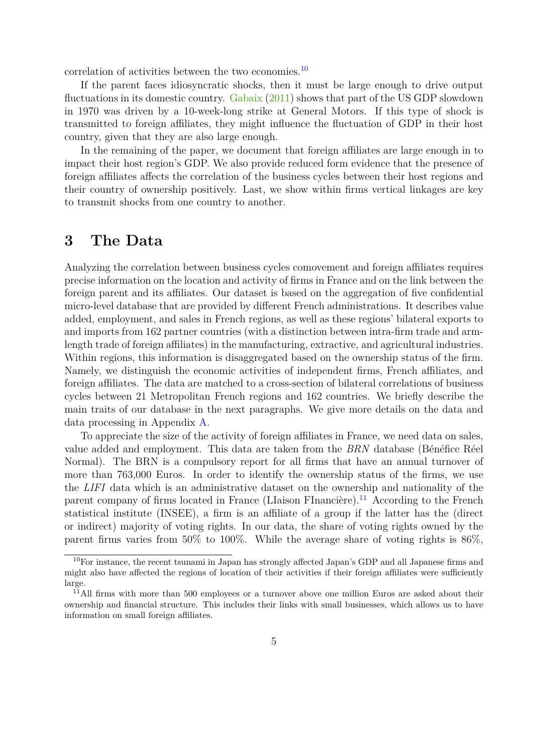correlation of activities between the two economies.[10]

If the parent faces idiosyncratic shocks, then it must be large enough to drive output fluctuations in its domestic country. Gabaix (2011) shows that part of the US GDP slowdown in 1970 was driven by a 10-week-long strike at General Motors. If this type of shock is transmitted to foreign affiliates, they might influence the fluctuation of GDP in their host country, given that they are also large enough.

In the remaining of the paper, we document that foreign affiliates are large enough in to impact their host region's GDP. We also provide reduced form evidence that the presence of foreign affiliates affects the correlation of the business cycles between their host regions and their country of ownership positively. Last, we show within firms vertical linkages are key to transmit shocks from one country to another.

# 3 The Data

Analyzing the correlation between business cycles comovement and foreign affiliates requires precise information on the location and activity of firms in France and on the link between the foreign parent and its affiliates. Our dataset is based on the aggregation of five confidential micro-level database that are provided by different French administrations. It describes value added, employment, and sales in French regions, as well as these regions' bilateral exports to and imports from 162 partner countries (with a distinction between intra-firm trade and arm-length trade of foreign affiliates) in the manufacturing, extractive, and agricultural industries. Within regions, this information is disaggregated based on the ownership status of the firm. Namely, we distinguish the economic activities of independent firms, French affiliates, and foreign affiliates. The data are matched to a cross-section of bilateral correlations of business cycles between 21 Metropolitan French regions and 162 countries. We briefly describe the main traits of our database in the next paragraphs. We give more details on the data and data processing in Appendix A.

To appreciate the size of the activity of foreign affiliates in France, we need data on sales, value added and employment. This data are taken from the *BRN* database (Bénéfice Réel Normal). The BRN is a compulsory report for all firms that have an annual turnover of more than 763,000 Euros. In order to identify the ownership status of the firms, we use the *LIFI* data which is an administrative dataset on the ownership and nationality of the parent company of firms located in France (LIaison FInancière).[11] According to the French statistical institute (INSEE), a firm is an affiliate of a group if the latter has the (direct or indirect) majority of voting rights. In our data, the share of voting rights owned by the parent firms varies from 50% to 100%. While the average share of voting rights is 86%,

[10] For instance, the recent tsunami in Japan has strongly affected Japan's GDP and all Japanese firms and might also have affected the regions of location of their activities if their foreign affiliates were sufficiently large.

[11] All firms with more than 500 employees or a turnover above one million Euros are asked about their ownership and financial structure. This includes their links with small businesses, which allows us to have information on small foreign affiliates.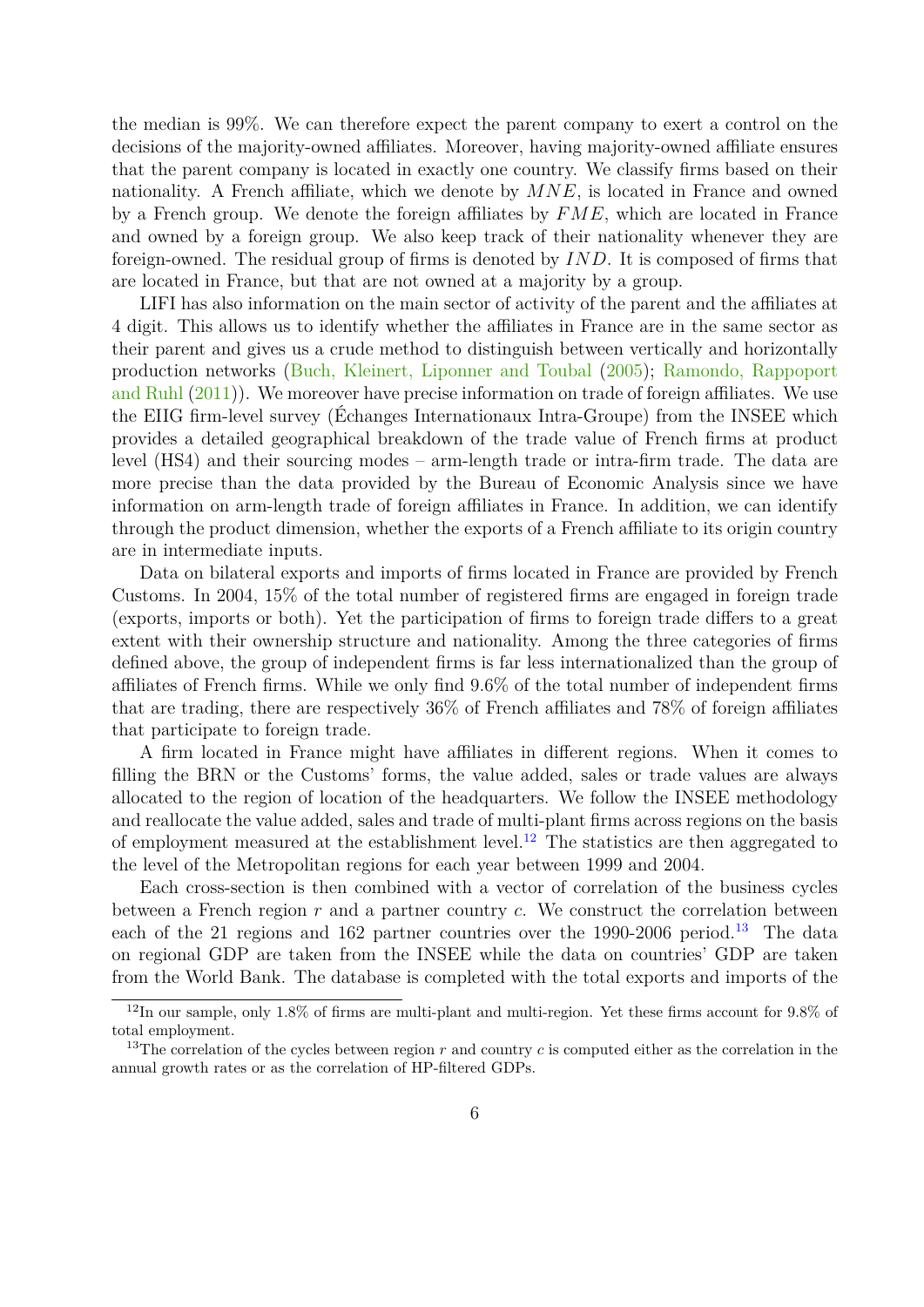the median is 99%. We can therefore expect the parent company to exert a control on the decisions of the majority-owned affiliates. Moreover, having majority-owned affiliate ensures that the parent company is located in exactly one country. We classify firms based on their nationality. A French affiliate, which we denote by $MNE$, is located in France and owned by a French group. We denote the foreign affiliates by $FME$, which are located in France and owned by a foreign group. We also keep track of their nationality whenever they are foreign-owned. The residual group of firms is denoted by $IND$. It is composed of firms that are located in France, but that are not owned at a majority by a group.

LIFI has also information on the main sector of activity of the parent and the affiliates at 4 digit. This allows us to identify whether the affiliates in France are in the same sector as their parent and gives us a crude method to distinguish between vertically and horizontally production networks (Buch, Kleinert, Liponner and Toubal (2005); Ramondo, Rappoport and Ruhl (2011)). We moreover have precise information on trade of foreign affiliates. We use the EIIG firm-level survey (Échanges Internationaux Intra-Groupe) from the INSEE which provides a detailed geographical breakdown of the trade value of French firms at product level (HS4) and their sourcing modes – arm-length trade or intra-firm trade. The data are more precise than the data provided by the Bureau of Economic Analysis since we have information on arm-length trade of foreign affiliates in France. In addition, we can identify through the product dimension, whether the exports of a French affiliate to its origin country are in intermediate inputs.

Data on bilateral exports and imports of firms located in France are provided by French Customs. In 2004, 15% of the total number of registered firms are engaged in foreign trade (exports, imports or both). Yet the participation of firms to foreign trade differs to a great extent with their ownership structure and nationality. Among the three categories of firms defined above, the group of independent firms is far less internationalized than the group of affiliates of French firms. While we only find 9.6% of the total number of independent firms that are trading, there are respectively 36% of French affiliates and 78% of foreign affiliates that participate to foreign trade.

A firm located in France might have affiliates in different regions. When it comes to filling the BRN or the Customs' forms, the value added, sales or trade values are always allocated to the region of location of the headquarters. We follow the INSEE methodology and reallocate the value added, sales and trade of multi-plant firms across regions on the basis of employment measured at the establishment level.[12] The statistics are then aggregated to the level of the Metropolitan regions for each year between 1999 and 2004.

Each cross-section is then combined with a vector of correlation of the business cycles between a French region $r$ and a partner country $c$. We construct the correlation between each of the 21 regions and 162 partner countries over the 1990-2006 period.[13] The data on regional GDP are taken from the INSEE while the data on countries' GDP are taken from the World Bank. The database is completed with the total exports and imports of the

[12] In our sample, only 1.8% of firms are multi-plant and multi-region. Yet these firms account for 9.8% of total employment.

[13] The correlation of the cycles between region $r$ and country $c$ is computed either as the correlation in the annual growth rates or as the correlation of HP-filtered GDPs.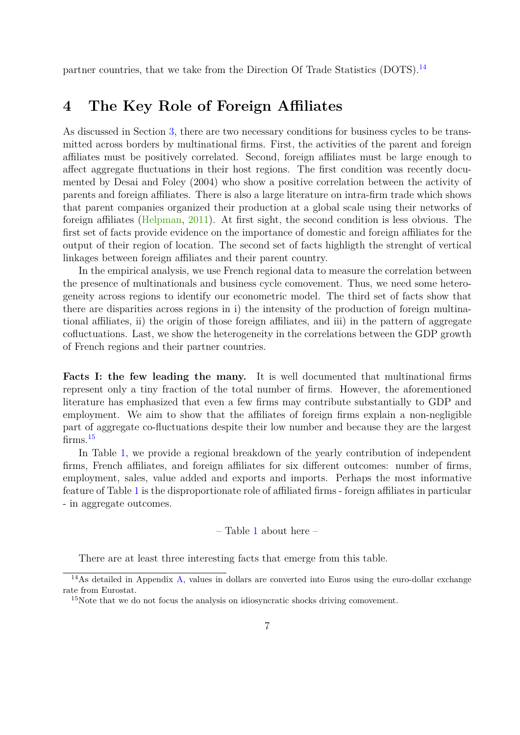partner countries, that we take from the Direction Of Trade Statistics (DOTS).[14]

# 4 The Key Role of Foreign Affiliates

As discussed in Section 3, there are two necessary conditions for business cycles to be transmitted across borders by multinational firms. First, the activities of the parent and foreign affiliates must be positively correlated. Second, foreign affiliates must be large enough to affect aggregate fluctuations in their host regions. The first condition was recently documented by Desai and Foley (2004) who show a positive correlation between the activity of parents and foreign affiliates. There is also a large literature on intra-firm trade which shows that parent companies organized their production at a global scale using their networks of foreign affiliates (Helpman, 2011). At first sight, the second condition is less obvious. The first set of facts provide evidence on the importance of domestic and foreign affiliates for the output of their region of location. The second set of facts highligth the strenght of vertical linkages between foreign affiliates and their parent country.

In the empirical analysis, we use French regional data to measure the correlation between the presence of multinationals and business cycle comovement. Thus, we need some heterogeneity across regions to identify our econometric model. The third set of facts show that there are disparities across regions in i) the intensity of the production of foreign multinational affiliates, ii) the origin of those foreign affiliates, and iii) in the pattern of aggregate cofluctuations. Last, we show the heterogeneity in the correlations between the GDP growth of French regions and their partner countries.

**Facts I: the few leading the many.** It is well documented that multinational firms represent only a tiny fraction of the total number of firms. However, the aforementioned literature has emphasized that even a few firms may contribute substantially to GDP and employment. We aim to show that the affiliates of foreign firms explain a non-negligible part of aggregate co-fluctuations despite their low number and because they are the largest firms.[15]

In Table 1, we provide a regional breakdown of the yearly contribution of independent firms, French affiliates, and foreign affiliates for six different outcomes: number of firms, employment, sales, value added and exports and imports. Perhaps the most informative feature of Table 1 is the disproportionate role of affiliated firms - foreign affiliates in particular - in aggregate outcomes.

– Table 1 about here –

There are at least three interesting facts that emerge from this table.

[14] As detailed in Appendix A, values in dollars are converted into Euros using the euro-dollar exchange rate from Eurostat.

[15] Note that we do not focus the analysis on idiosyncratic shocks driving comovement.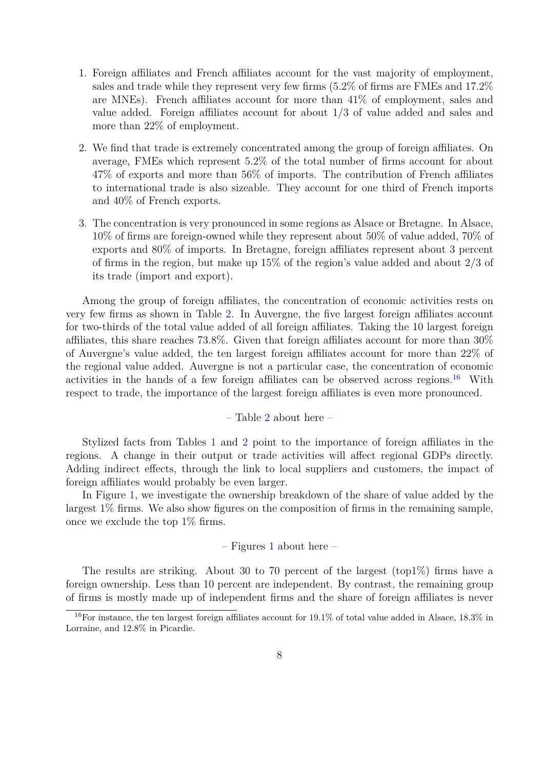1. Foreign affiliates and French affiliates account for the vast majority of employment, sales and trade while they represent very few firms (5.2% of firms are FMEs and 17.2% are MNEs). French affiliates account for more than 41% of employment, sales and value added. Foreign affiliates account for about 1/3 of value added and sales and more than 22% of employment.

2. We find that trade is extremely concentrated among the group of foreign affiliates. On average, FMEs which represent 5.2% of the total number of firms account for about 47% of exports and more than 56% of imports. The contribution of French affiliates to international trade is also sizeable. They account for one third of French imports and 40% of French exports.

3. The concentration is very pronounced in some regions as Alsace or Bretagne. In Alsace, 10% of firms are foreign-owned while they represent about 50% of value added, 70% of exports and 80% of imports. In Bretagne, foreign affiliates represent about 3 percent of firms in the region, but make up 15% of the region's value added and about 2/3 of its trade (import and export).

Among the group of foreign affiliates, the concentration of economic activities rests on very few firms as shown in Table 2. In Auvergne, the five largest foreign affiliates account for two-thirds of the total value added of all foreign affiliates. Taking the 10 largest foreign affiliates, this share reaches 73.8%. Given that foreign affiliates account for more than 30% of Auvergne's value added, the ten largest foreign affiliates account for more than 22% of the regional value added. Auvergne is not a particular case, the concentration of economic activities in the hands of a few foreign affiliates can be observed across regions.[16] With respect to trade, the importance of the largest foreign affiliates is even more pronounced.

– Table 2 about here –

Stylized facts from Tables 1 and 2 point to the importance of foreign affiliates in the regions. A change in their output or trade activities will affect regional GDPs directly. Adding indirect effects, through the link to local suppliers and customers, the impact of foreign affiliates would probably be even larger.

In Figure 1, we investigate the ownership breakdown of the share of value added by the largest 1% firms. We also show figures on the composition of firms in the remaining sample, once we exclude the top 1% firms.

– Figures 1 about here –

The results are striking. About 30 to 70 percent of the largest (top1%) firms have a foreign ownership. Less than 10 percent are independent. By contrast, the remaining group of firms is mostly made up of independent firms and the share of foreign affiliates is never

[16] For instance, the ten largest foreign affiliates account for 19.1% of total value added in Alsace, 18.3% in Lorraine, and 12.8% in Picardie.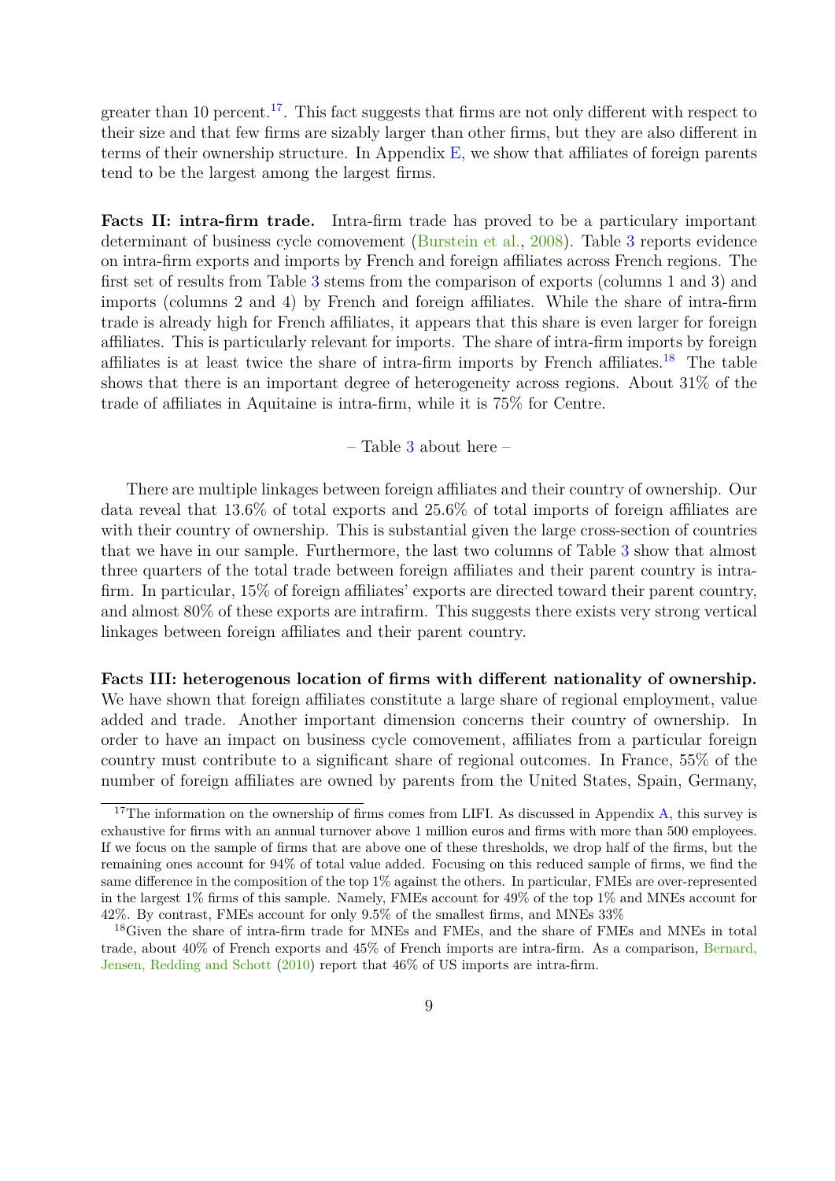greater than 10 percent.[17]. This fact suggests that firms are not only different with respect to their size and that few firms are sizably larger than other firms, but they are also different in terms of their ownership structure. In Appendix E, we show that affiliates of foreign parents tend to be the largest among the largest firms.

**Facts II: intra-firm trade.** Intra-firm trade has proved to be a particulary important determinant of business cycle comovement (Burstein et al., 2008). Table 3 reports evidence on intra-firm exports and imports by French and foreign affiliates across French regions. The first set of results from Table 3 stems from the comparison of exports (columns 1 and 3) and imports (columns 2 and 4) by French and foreign affiliates. While the share of intra-firm trade is already high for French affiliates, it appears that this share is even larger for foreign affiliates. This is particularly relevant for imports. The share of intra-firm imports by foreign affiliates is at least twice the share of intra-firm imports by French affiliates.[18] The table shows that there is an important degree of heterogeneity across regions. About 31% of the trade of affiliates in Aquitaine is intra-firm, while it is 75% for Centre.

– Table 3 about here –

There are multiple linkages between foreign affiliates and their country of ownership. Our data reveal that 13.6% of total exports and 25.6% of total imports of foreign affiliates are with their country of ownership. This is substantial given the large cross-section of countries that we have in our sample. Furthermore, the last two columns of Table 3 show that almost three quarters of the total trade between foreign affiliates and their parent country is intra-firm. In particular, 15% of foreign affiliates' exports are directed toward their parent country, and almost 80% of these exports are intrafirm. This suggests there exists very strong vertical linkages between foreign affiliates and their parent country.

**Facts III: heterogenous location of firms with different nationality of ownership.** We have shown that foreign affiliates constitute a large share of regional employment, value added and trade. Another important dimension concerns their country of ownership. In order to have an impact on business cycle comovement, affiliates from a particular foreign country must contribute to a significant share of regional outcomes. In France, 55% of the number of foreign affiliates are owned by parents from the United States, Spain, Germany,

---

[17] The information on the ownership of firms comes from LIFI. As discussed in Appendix A, this survey is exhaustive for firms with an annual turnover above 1 million euros and firms with more than 500 employees. If we focus on the sample of firms that are above one of these thresholds, we drop half of the firms, but the remaining ones account for 94% of total value added. Focusing on this reduced sample of firms, we find the same difference in the composition of the top 1% against the others. In particular, FMEs are over-represented in the largest 1% firms of this sample. Namely, FMEs account for 49% of the top 1% and MNEs account for 42%. By contrast, FMEs account for only 9.5% of the smallest firms, and MNEs 33%

[18] Given the share of intra-firm trade for MNEs and FMEs, and the share of FMEs and MNEs in total trade, about 40% of French exports and 45% of French imports are intra-firm. As a comparison, Bernard, Jensen, Redding and Schott (2010) report that 46% of US imports are intra-firm.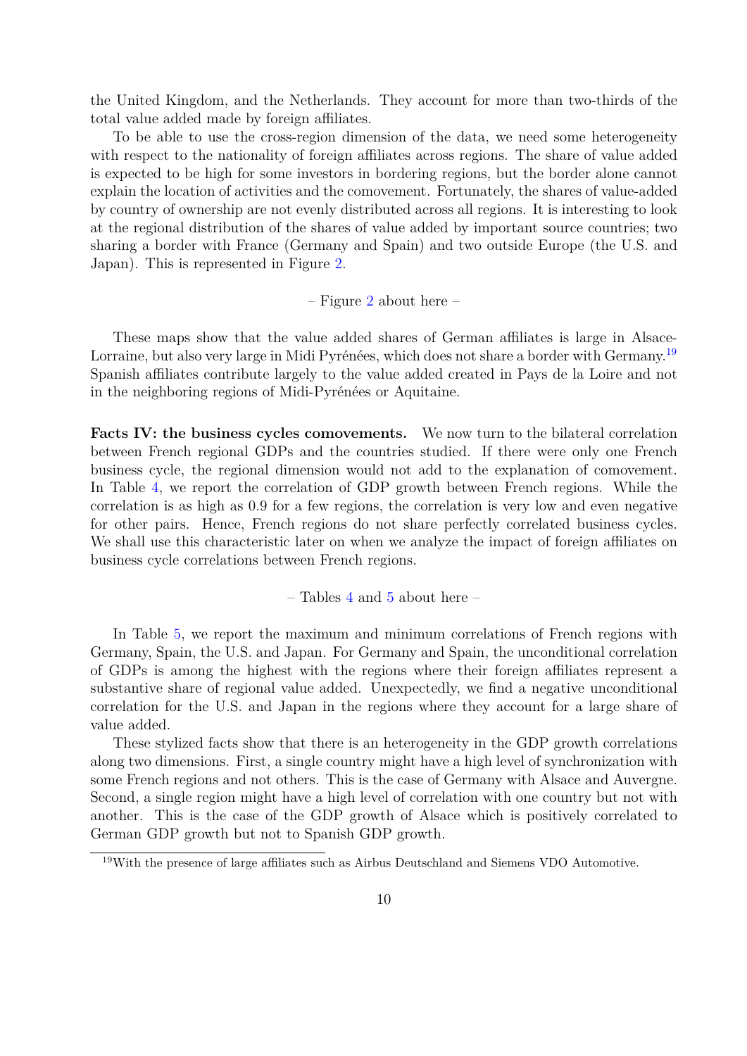the United Kingdom, and the Netherlands. They account for more than two-thirds of the total value added made by foreign affiliates.

To be able to use the cross-region dimension of the data, we need some heterogeneity with respect to the nationality of foreign affiliates across regions. The share of value added is expected to be high for some investors in bordering regions, but the border alone cannot explain the location of activities and the comovement. Fortunately, the shares of value-added by country of ownership are not evenly distributed across all regions. It is interesting to look at the regional distribution of the shares of value added by important source countries; two sharing a border with France (Germany and Spain) and two outside Europe (the U.S. and Japan). This is represented in Figure 2.

– Figure 2 about here –

These maps show that the value added shares of German affiliates is large in Alsace-Lorraine, but also very large in Midi Pyrénées, which does not share a border with Germany.[19] Spanish affiliates contribute largely to the value added created in Pays de la Loire and not in the neighboring regions of Midi-Pyrénées or Aquitaine.

**Facts IV: the business cycles comovements.** We now turn to the bilateral correlation between French regional GDPs and the countries studied. If there were only one French business cycle, the regional dimension would not add to the explanation of comovement. In Table 4, we report the correlation of GDP growth between French regions. While the correlation is as high as 0.9 for a few regions, the correlation is very low and even negative for other pairs. Hence, French regions do not share perfectly correlated business cycles. We shall use this characteristic later on when we analyze the impact of foreign affiliates on business cycle correlations between French regions.

– Tables 4 and 5 about here –

In Table 5, we report the maximum and minimum correlations of French regions with Germany, Spain, the U.S. and Japan. For Germany and Spain, the unconditional correlation of GDPs is among the highest with the regions where their foreign affiliates represent a substantive share of regional value added. Unexpectedly, we find a negative unconditional correlation for the U.S. and Japan in the regions where they account for a large share of value added.

These stylized facts show that there is an heterogeneity in the GDP growth correlations along two dimensions. First, a single country might have a high level of synchronization with some French regions and not others. This is the case of Germany with Alsace and Auvergne. Second, a single region might have a high level of correlation with one country but not with another. This is the case of the GDP growth of Alsace which is positively correlated to German GDP growth but not to Spanish GDP growth.

[19] With the presence of large affiliates such as Airbus Deutschland and Siemens VDO Automotive.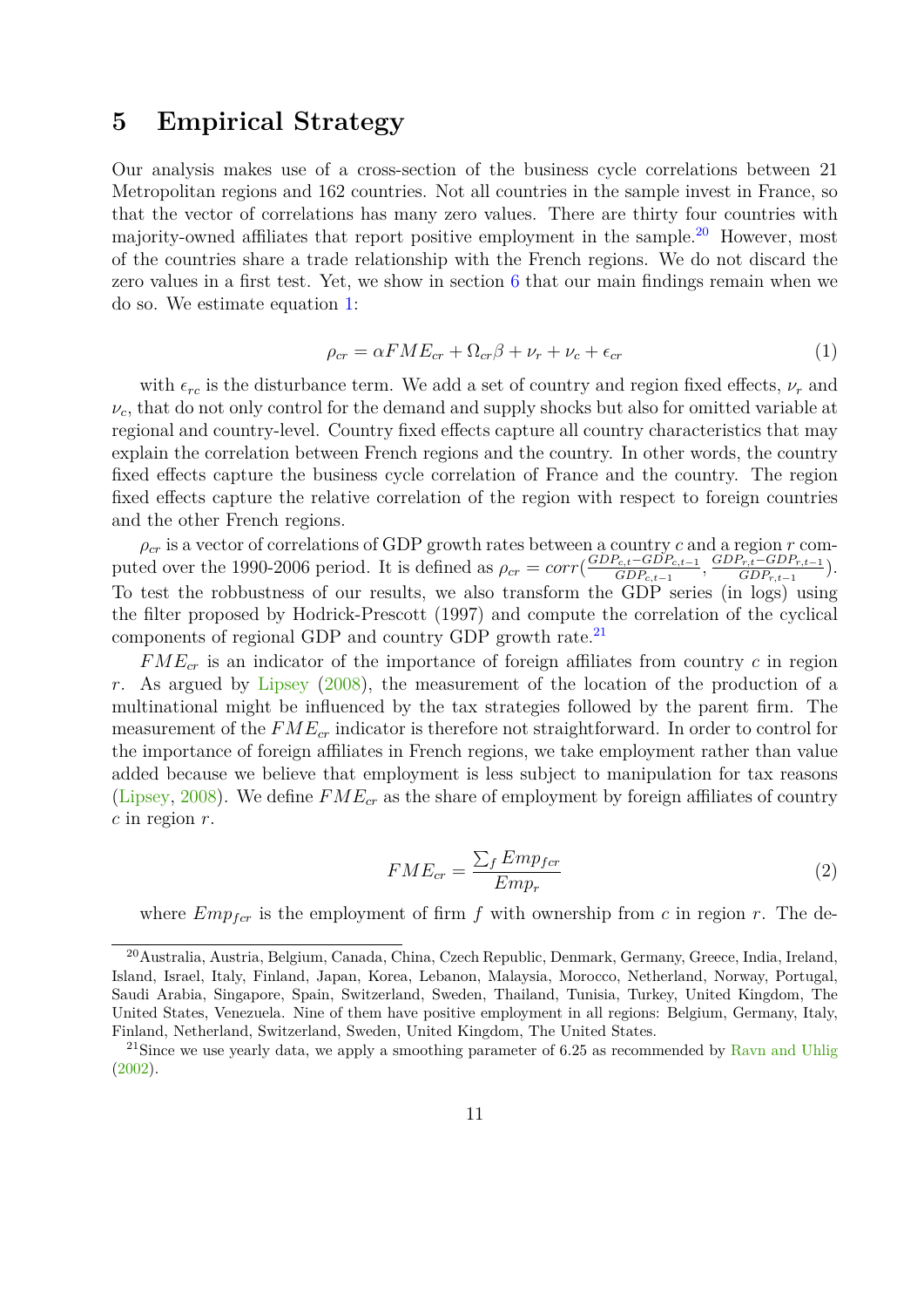# 5 Empirical Strategy

Our analysis makes use of a cross-section of the business cycle correlations between 21 Metropolitan regions and 162 countries. Not all countries in the sample invest in France, so that the vector of correlations has many zero values. There are thirty four countries with majority-owned affiliates that report positive employment in the sample.[20] However, most of the countries share a trade relationship with the French regions. We do not discard the zero values in a first test. Yet, we show in section 6 that our main findings remain when we do so. We estimate equation 1:

$$\rho_{cr} = \alpha FME_{cr} + \Omega_{cr}\beta + \nu_r + \nu_c + \epsilon_{cr} \tag{1}$$

with $\epsilon_{rc}$ is the disturbance term. We add a set of country and region fixed effects, $\nu_r$ and $\nu_c$, that do not only control for the demand and supply shocks but also for omitted variable at regional and country-level. Country fixed effects capture all country characteristics that may explain the correlation between French regions and the country. In other words, the country fixed effects capture the business cycle correlation of France and the country. The region fixed effects capture the relative correlation of the region with respect to foreign countries and the other French regions.

$\rho_{cr}$ is a vector of correlations of GDP growth rates between a country $c$ and a region $r$ computed over the 1990-2006 period. It is defined as $\rho_{cr} = corr(\frac{GDP_{c,t}-GDP_{c,t-1}}{GDP_{c,t-1}}, \frac{GDP_{r,t}-GDP_{r,t-1}}{GDP_{r,t-1}})$. To test the robbustness of our results, we also transform the GDP series (in logs) using the filter proposed by Hodrick-Prescott (1997) and compute the correlation of the cyclical components of regional GDP and country GDP growth rate.[21]

$FME_{cr}$ is an indicator of the importance of foreign affiliates from country $c$ in region $r$. As argued by Lipsey (2008), the measurement of the location of the production of a multinational might be influenced by the tax strategies followed by the parent firm. The measurement of the $FME_{cr}$ indicator is therefore not straightforward. In order to control for the importance of foreign affiliates in French regions, we take employment rather than value added because we believe that employment is less subject to manipulation for tax reasons (Lipsey, 2008). We define $FME_{cr}$ as the share of employment by foreign affiliates of country $c$ in region $r$.

$$FME_{cr} = \frac{\sum_f Emp_{fcr}}{Emp_r} \tag{2}$$

where $Emp_{fcr}$ is the employment of firm $f$ with ownership from $c$ in region $r$. The de-

[20] Australia, Austria, Belgium, Canada, China, Czech Republic, Denmark, Germany, Greece, India, Ireland, Island, Israel, Italy, Finland, Japan, Korea, Lebanon, Malaysia, Morocco, Netherland, Norway, Portugal, Saudi Arabia, Singapore, Spain, Switzerland, Sweden, Thailand, Tunisia, Turkey, United Kingdom, The United States, Venezuela. Nine of them have positive employment in all regions: Belgium, Germany, Italy, Finland, Netherland, Switzerland, Sweden, United Kingdom, The United States.

[21] Since we use yearly data, we apply a smoothing parameter of 6.25 as recommended by Ravn and Uhlig (2002).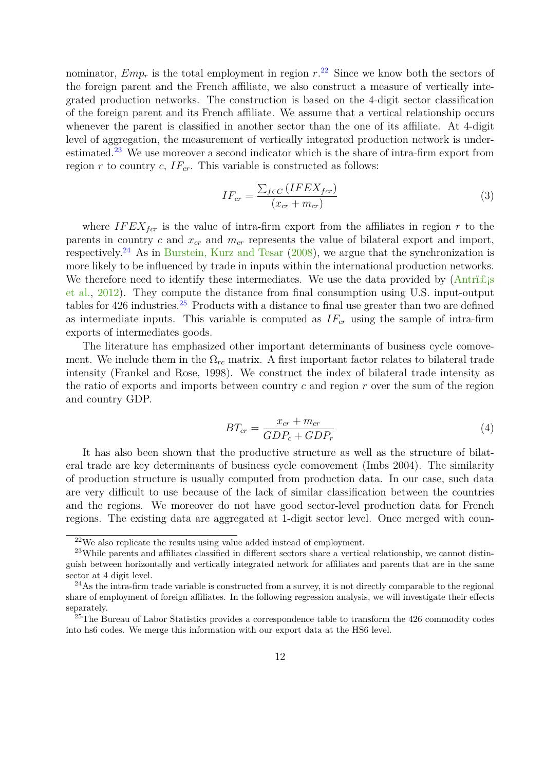nominator, $Emp_r$ is the total employment in region $r$.[22] Since we know both the sectors of the foreign parent and the French affiliate, we also construct a measure of vertically integrated production networks. The construction is based on the 4-digit sector classification of the foreign parent and its French affiliate. We assume that a vertical relationship occurs whenever the parent is classified in another sector than the one of its affiliate. At 4-digit level of aggregation, the measurement of vertically integrated production network is underestimated.[23] We use moreover a second indicator which is the share of intra-firm export from region $r$ to country $c$, $IF_{cr}$. This variable is constructed as follows:

$$IF_{cr} = \frac{\sum_{f \in C} (IFEX_{fcr})}{(x_{cr} + m_{cr})} \tag{3}$$

where $IFEX_{fcr}$ is the value of intra-firm export from the affiliates in region $r$ to the parents in country $c$ and $x_{cr}$ and $m_{cr}$ represents the value of bilateral export and import, respectively.[24] As in Burstein, Kurz and Tesar (2008), we argue that the synchronization is more likely to be influenced by trade in inputs within the international production networks. We therefore need to identify these intermediates. We use the data provided by (Antrï£¡s et al., 2012). They compute the distance from final consumption using U.S. input-output tables for 426 industries.[25] Products with a distance to final use greater than two are defined as intermediate inputs. This variable is computed as $IF_{cr}$ using the sample of intra-firm exports of intermediates goods.

The literature has emphasized other important determinants of business cycle comovement. We include them in the $\Omega_{rc}$ matrix. A first important factor relates to bilateral trade intensity (Frankel and Rose, 1998). We construct the index of bilateral trade intensity as the ratio of exports and imports between country $c$ and region $r$ over the sum of the region and country GDP.

$$BT_{cr} = \frac{x_{cr} + m_{cr}}{GDP_c + GDP_r} \tag{4}$$

It has also been shown that the productive structure as well as the structure of bilateral trade are key determinants of business cycle comovement (Imbs 2004). The similarity of production structure is usually computed from production data. In our case, such data are very difficult to use because of the lack of similar classification between the countries and the regions. We moreover do not have good sector-level production data for French regions. The existing data are aggregated at 1-digit sector level. Once merged with coun-

---

[22] We also replicate the results using value added instead of employment.

[23] While parents and affiliates classified in different sectors share a vertical relationship, we cannot distinguish between horizontally and vertically integrated network for affiliates and parents that are in the same sector at 4 digit level.

[24] As the intra-firm trade variable is constructed from a survey, it is not directly comparable to the regional share of employment of foreign affiliates. In the following regression analysis, we will investigate their effects separately.

[25] The Bureau of Labor Statistics provides a correspondence table to transform the 426 commodity codes into hs6 codes. We merge this information with our export data at the HS6 level.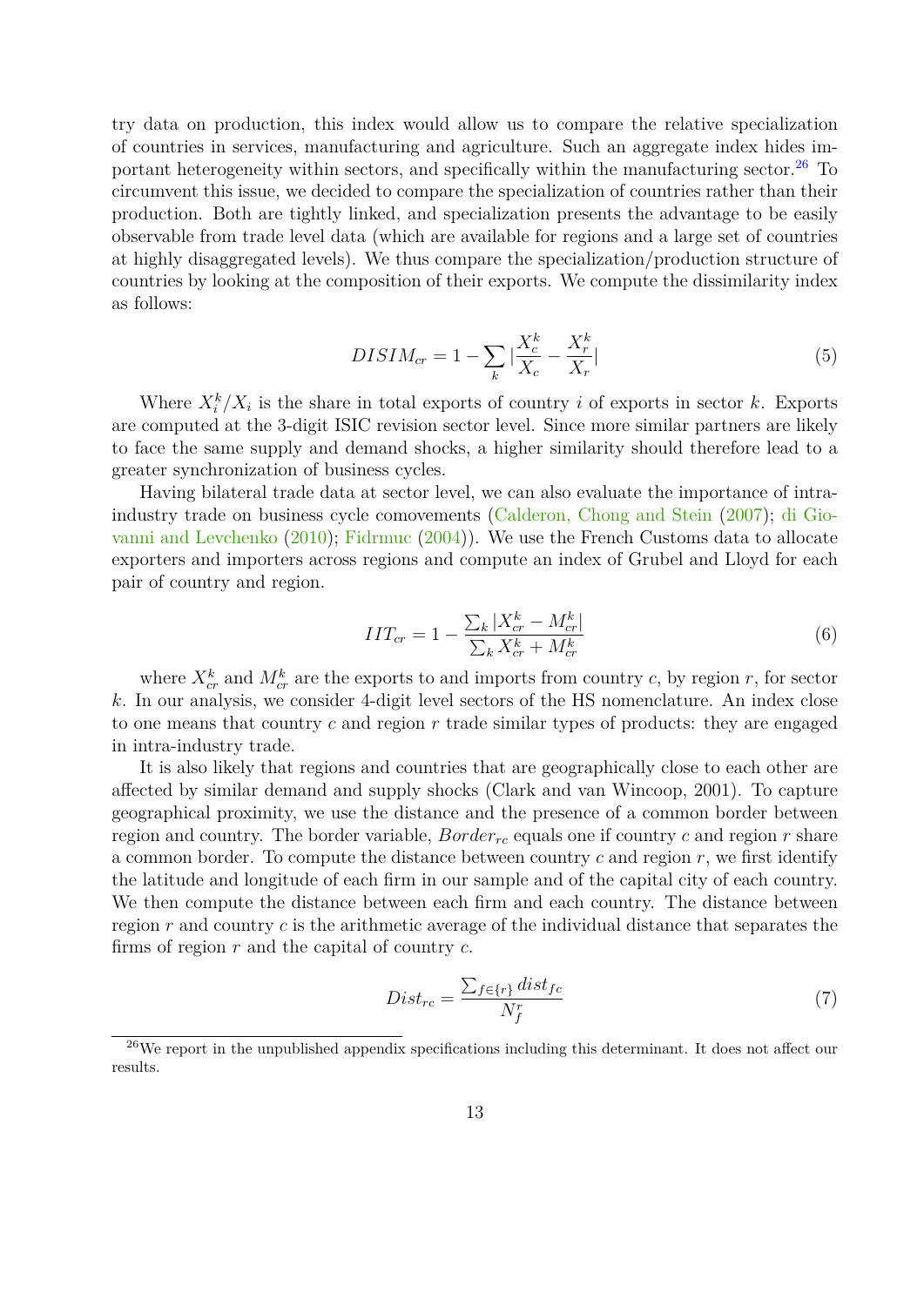try data on production, this index would allow us to compare the relative specialization of countries in services, manufacturing and agriculture. Such an aggregate index hides important heterogeneity within sectors, and specifically within the manufacturing sector.[26] To circumvent this issue, we decided to compare the specialization of countries rather than their production. Both are tightly linked, and specialization presents the advantage to be easily observable from trade level data (which are available for regions and a large set of countries at highly disaggregated levels). We thus compare the specialization/production structure of countries by looking at the composition of their exports. We compute the dissimilarity index as follows:

$$DISIM_{cr} = 1 - \sum_k |\frac{X_c^k}{X_c} - \frac{X_r^k}{X_r}| \tag{5}$$

Where $X_i^k/X_i$ is the share in total exports of country $i$ of exports in sector $k$. Exports are computed at the 3-digit ISIC revision sector level. Since more similar partners are likely to face the same supply and demand shocks, a higher similarity should therefore lead to a greater synchronization of business cycles.

Having bilateral trade data at sector level, we can also evaluate the importance of intra-industry trade on business cycle comovements (Calderon, Chong and Stein (2007); di Giovanni and Levchenko (2010); Fidrmuc (2004)). We use the French Customs data to allocate exporters and importers across regions and compute an index of Grubel and Lloyd for each pair of country and region.

$$IIT_{cr} = 1 - \frac{\sum_k |X_{cr}^k - M_{cr}^k|}{\sum_k X_{cr}^k + M_{cr}^k} \tag{6}$$

where $X_{cr}^k$ and $M_{cr}^k$ are the exports to and imports from country $c$, by region $r$, for sector $k$. In our analysis, we consider 4-digit level sectors of the HS nomenclature. An index close to one means that country $c$ and region $r$ trade similar types of products: they are engaged in intra-industry trade.

It is also likely that regions and countries that are geographically close to each other are affected by similar demand and supply shocks (Clark and van Wincoop, 2001). To capture geographical proximity, we use the distance and the presence of a common border between region and country. The border variable, $Border_{rc}$ equals one if country $c$ and region $r$ share a common border. To compute the distance between country $c$ and region $r$, we first identify the latitude and longitude of each firm in our sample and of the capital city of each country. We then compute the distance between each firm and each country. The distance between region $r$ and country $c$ is the arithmetic average of the individual distance that separates the firms of region $r$ and the capital of country $c$.

$$Dist_{rc} = \frac{\sum_{f \in \{r\}} dist_{fc}}{N_f^r} \tag{7}$$

[26] We report in the unpublished appendix specifications including this determinant. It does not affect our results.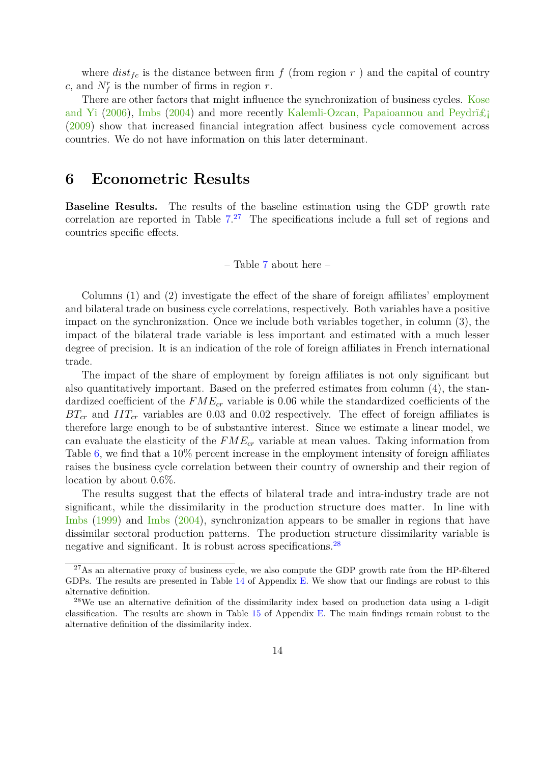where $dist_{fc}$ is the distance between firm $f$ (from region $r$ ) and the capital of country $c$, and $N_f^r$ is the number of firms in region $r$.

There are other factors that might influence the synchronization of business cycles. Kose and Yi (2006), Imbs (2004) and more recently Kalemli-Ozcan, Papaioannou and Peydrï£¡ (2009) show that increased financial integration affect business cycle comovement across countries. We do not have information on this later determinant.

# 6 Econometric Results

**Baseline Results.** The results of the baseline estimation using the GDP growth rate correlation are reported in Table 7.[27] The specifications include a full set of regions and countries specific effects.

– Table 7 about here –

Columns (1) and (2) investigate the effect of the share of foreign affiliates' employment and bilateral trade on business cycle correlations, respectively. Both variables have a positive impact on the synchronization. Once we include both variables together, in column (3), the impact of the bilateral trade variable is less important and estimated with a much lesser degree of precision. It is an indication of the role of foreign affiliates in French international trade.

The impact of the share of employment by foreign affiliates is not only significant but also quantitatively important. Based on the preferred estimates from column (4), the standardized coefficient of the $FME_{cr}$ variable is 0.06 while the standardized coefficients of the $BT_{cr}$ and $IIT_{cr}$ variables are 0.03 and 0.02 respectively. The effect of foreign affiliates is therefore large enough to be of substantive interest. Since we estimate a linear model, we can evaluate the elasticity of the $FME_{cr}$ variable at mean values. Taking information from Table 6, we find that a 10% percent increase in the employment intensity of foreign affiliates raises the business cycle correlation between their country of ownership and their region of location by about 0.6%.

The results suggest that the effects of bilateral trade and intra-industry trade are not significant, while the dissimilarity in the production structure does matter. In line with Imbs (1999) and Imbs (2004), synchronization appears to be smaller in regions that have dissimilar sectoral production patterns. The production structure dissimilarity variable is negative and significant. It is robust across specifications.[28]

[27] As an alternative proxy of business cycle, we also compute the GDP growth rate from the HP-filtered GDPs. The results are presented in Table 14 of Appendix E. We show that our findings are robust to this alternative definition.

[28] We use an alternative definition of the dissimilarity index based on production data using a 1-digit classification. The results are shown in Table 15 of Appendix E. The main findings remain robust to the alternative definition of the dissimilarity index.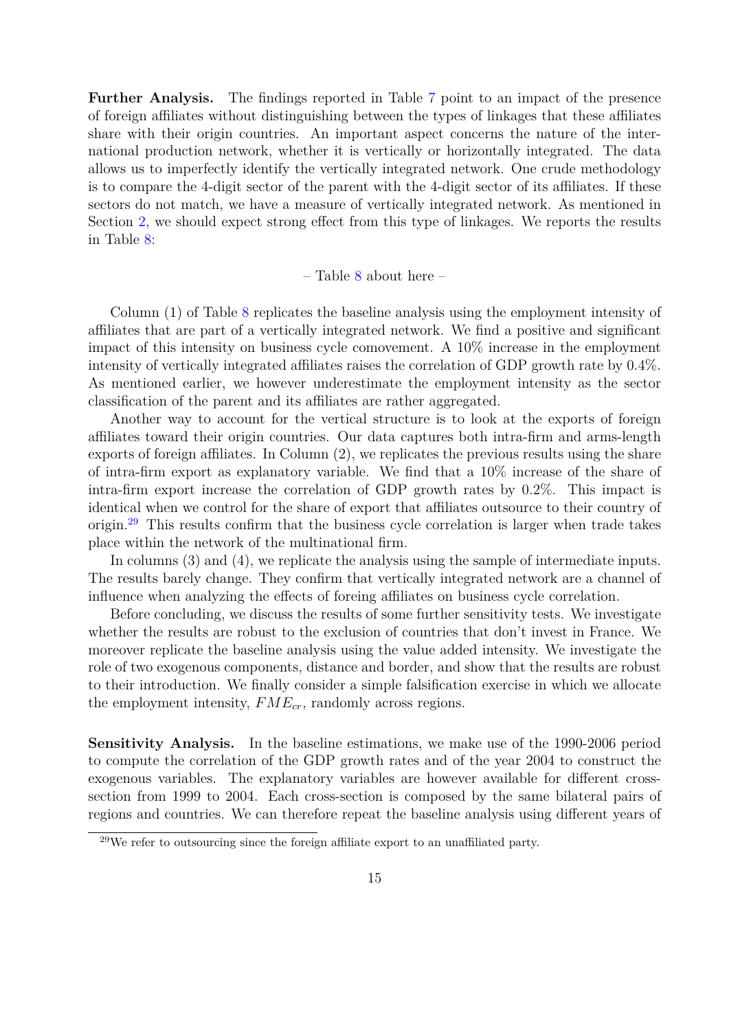**Further Analysis.** The findings reported in Table 7 point to an impact of the presence of foreign affiliates without distinguishing between the types of linkages that these affiliates share with their origin countries. An important aspect concerns the nature of the international production network, whether it is vertically or horizontally integrated. The data allows us to imperfectly identify the vertically integrated network. One crude methodology is to compare the 4-digit sector of the parent with the 4-digit sector of its affiliates. If these sectors do not match, we have a measure of vertically integrated network. As mentioned in Section 2, we should expect strong effect from this type of linkages. We reports the results in Table 8:

– Table 8 about here –

Column (1) of Table 8 replicates the baseline analysis using the employment intensity of affiliates that are part of a vertically integrated network. We find a positive and significant impact of this intensity on business cycle comovement. A 10% increase in the employment intensity of vertically integrated affiliates raises the correlation of GDP growth rate by 0.4%. As mentioned earlier, we however underestimate the employment intensity as the sector classification of the parent and its affiliates are rather aggregated.

Another way to account for the vertical structure is to look at the exports of foreign affiliates toward their origin countries. Our data captures both intra-firm and arms-length exports of foreign affiliates. In Column (2), we replicates the previous results using the share of intra-firm export as explanatory variable. We find that a 10% increase of the share of intra-firm export increase the correlation of GDP growth rates by 0.2%. This impact is identical when we control for the share of export that affiliates outsource to their country of origin.[29] This results confirm that the business cycle correlation is larger when trade takes place within the network of the multinational firm.

In columns (3) and (4), we replicate the analysis using the sample of intermediate inputs. The results barely change. They confirm that vertically integrated network are a channel of influence when analyzing the effects of foreing affiliates on business cycle correlation.

Before concluding, we discuss the results of some further sensitivity tests. We investigate whether the results are robust to the exclusion of countries that don't invest in France. We moreover replicate the baseline analysis using the value added intensity. We investigate the role of two exogenous components, distance and border, and show that the results are robust to their introduction. We finally consider a simple falsification exercise in which we allocate the employment intensity, $FME_{cr}$, randomly across regions.

**Sensitivity Analysis.** In the baseline estimations, we make use of the 1990-2006 period to compute the correlation of the GDP growth rates and of the year 2004 to construct the exogenous variables. The explanatory variables are however available for different cross-section from 1999 to 2004. Each cross-section is composed by the same bilateral pairs of regions and countries. We can therefore repeat the baseline analysis using different years of

[29] We refer to outsourcing since the foreign affiliate export to an unaffiliated party.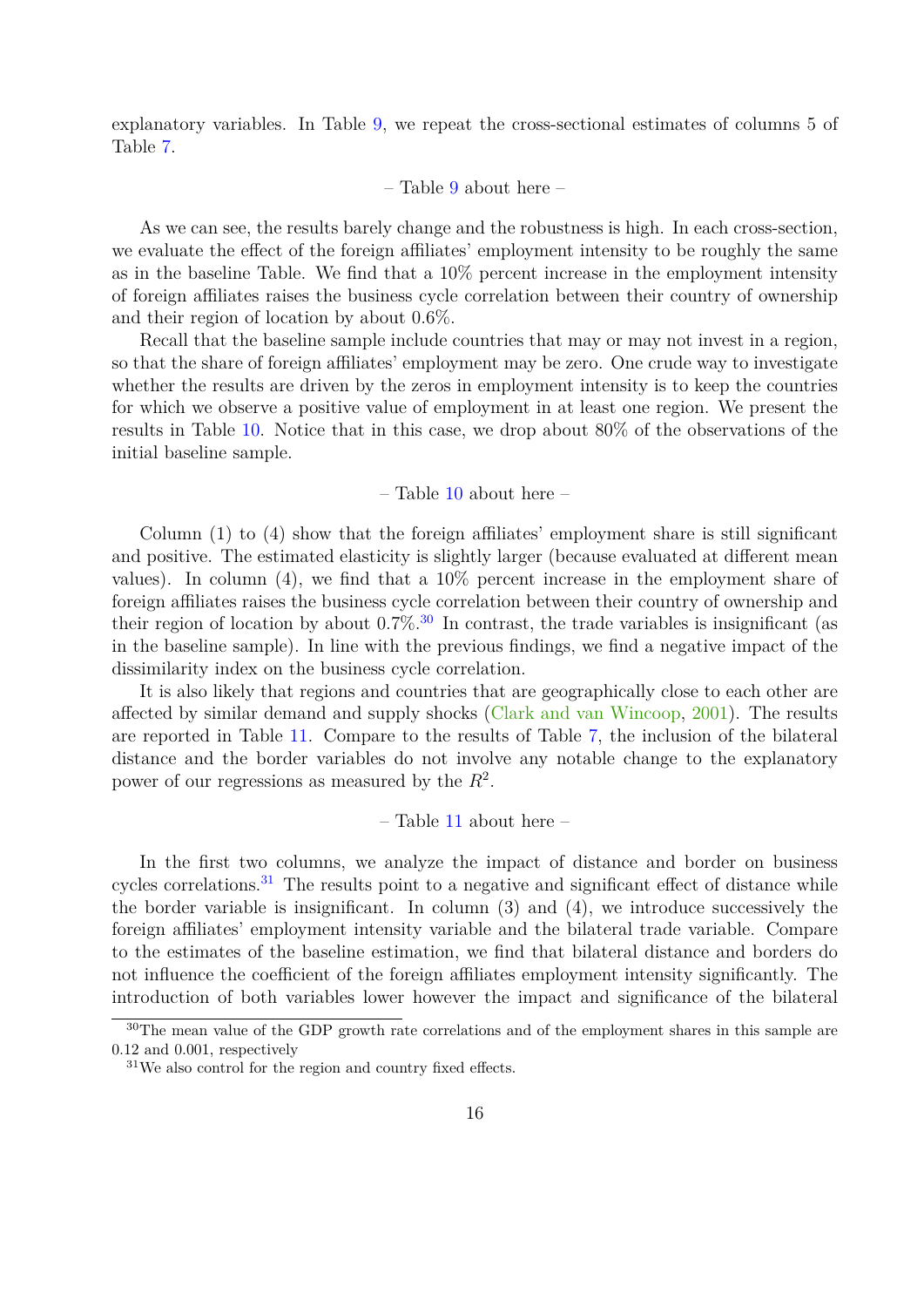explanatory variables. In Table 9, we repeat the cross-sectional estimates of columns 5 of Table 7.

– Table 9 about here –

As we can see, the results barely change and the robustness is high. In each cross-section, we evaluate the effect of the foreign affiliates' employment intensity to be roughly the same as in the baseline Table. We find that a 10% percent increase in the employment intensity of foreign affiliates raises the business cycle correlation between their country of ownership and their region of location by about 0.6%.

Recall that the baseline sample include countries that may or may not invest in a region, so that the share of foreign affiliates' employment may be zero. One crude way to investigate whether the results are driven by the zeros in employment intensity is to keep the countries for which we observe a positive value of employment in at least one region. We present the results in Table 10. Notice that in this case, we drop about 80% of the observations of the initial baseline sample.

– Table 10 about here –

Column (1) to (4) show that the foreign affiliates' employment share is still significant and positive. The estimated elasticity is slightly larger (because evaluated at different mean values). In column (4), we find that a 10% percent increase in the employment share of foreign affiliates raises the business cycle correlation between their country of ownership and their region of location by about 0.7%.[30] In contrast, the trade variables is insignificant (as in the baseline sample). In line with the previous findings, we find a negative impact of the dissimilarity index on the business cycle correlation.

It is also likely that regions and countries that are geographically close to each other are affected by similar demand and supply shocks (Clark and van Wincoop, 2001). The results are reported in Table 11. Compare to the results of Table 7, the inclusion of the bilateral distance and the border variables do not involve any notable change to the explanatory power of our regressions as measured by the $R^2$.

– Table 11 about here –

In the first two columns, we analyze the impact of distance and border on business cycles correlations.[31] The results point to a negative and significant effect of distance while the border variable is insignificant. In column (3) and (4), we introduce successively the foreign affiliates' employment intensity variable and the bilateral trade variable. Compare to the estimates of the baseline estimation, we find that bilateral distance and borders do not influence the coefficient of the foreign affiliates employment intensity significantly. The introduction of both variables lower however the impact and significance of the bilateral

[30] The mean value of the GDP growth rate correlations and of the employment shares in this sample are 0.12 and 0.001, respectively

[31] We also control for the region and country fixed effects.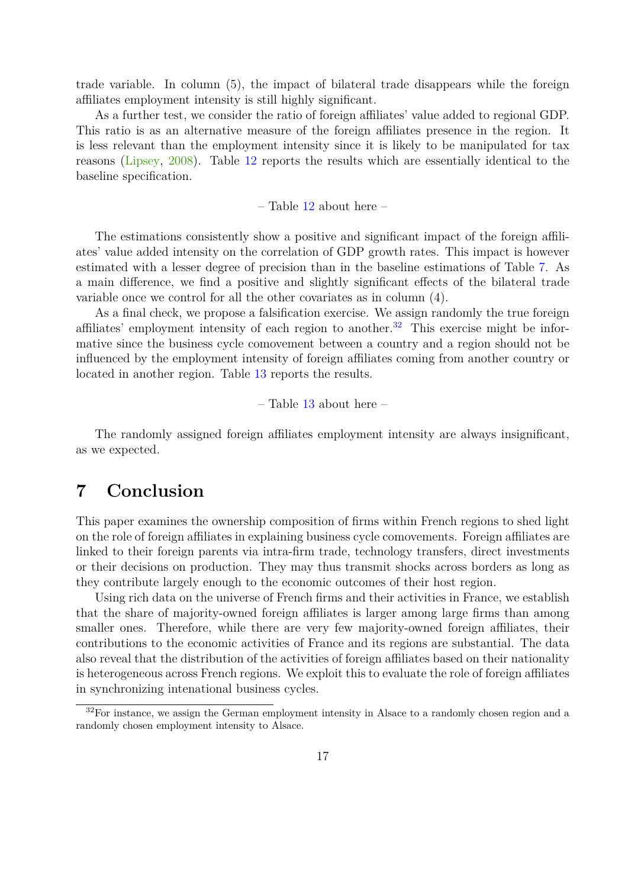trade variable. In column (5), the impact of bilateral trade disappears while the foreign affiliates employment intensity is still highly significant.

As a further test, we consider the ratio of foreign affiliates' value added to regional GDP. This ratio is as an alternative measure of the foreign affiliates presence in the region. It is less relevant than the employment intensity since it is likely to be manipulated for tax reasons (Lipsey, 2008). Table 12 reports the results which are essentially identical to the baseline specification.

– Table 12 about here –

The estimations consistently show a positive and significant impact of the foreign affiliates' value added intensity on the correlation of GDP growth rates. This impact is however estimated with a lesser degree of precision than in the baseline estimations of Table 7. As a main difference, we find a positive and slightly significant effects of the bilateral trade variable once we control for all the other covariates as in column (4).

As a final check, we propose a falsification exercise. We assign randomly the true foreign affiliates' employment intensity of each region to another.[32] This exercise might be informative since the business cycle comovement between a country and a region should not be influenced by the employment intensity of foreign affiliates coming from another country or located in another region. Table 13 reports the results.

– Table 13 about here –

The randomly assigned foreign affiliates employment intensity are always insignificant, as we expected.

# 7 Conclusion

This paper examines the ownership composition of firms within French regions to shed light on the role of foreign affiliates in explaining business cycle comovements. Foreign affiliates are linked to their foreign parents via intra-firm trade, technology transfers, direct investments or their decisions on production. They may thus transmit shocks across borders as long as they contribute largely enough to the economic outcomes of their host region.

Using rich data on the universe of French firms and their activities in France, we establish that the share of majority-owned foreign affiliates is larger among large firms than among smaller ones. Therefore, while there are very few majority-owned foreign affiliates, their contributions to the economic activities of France and its regions are substantial. The data also reveal that the distribution of the activities of foreign affiliates based on their nationality is heterogeneous across French regions. We exploit this to evaluate the role of foreign affiliates in synchronizing intenational business cycles.

[32] For instance, we assign the German employment intensity in Alsace to a randomly chosen region and a randomly chosen employment intensity to Alsace.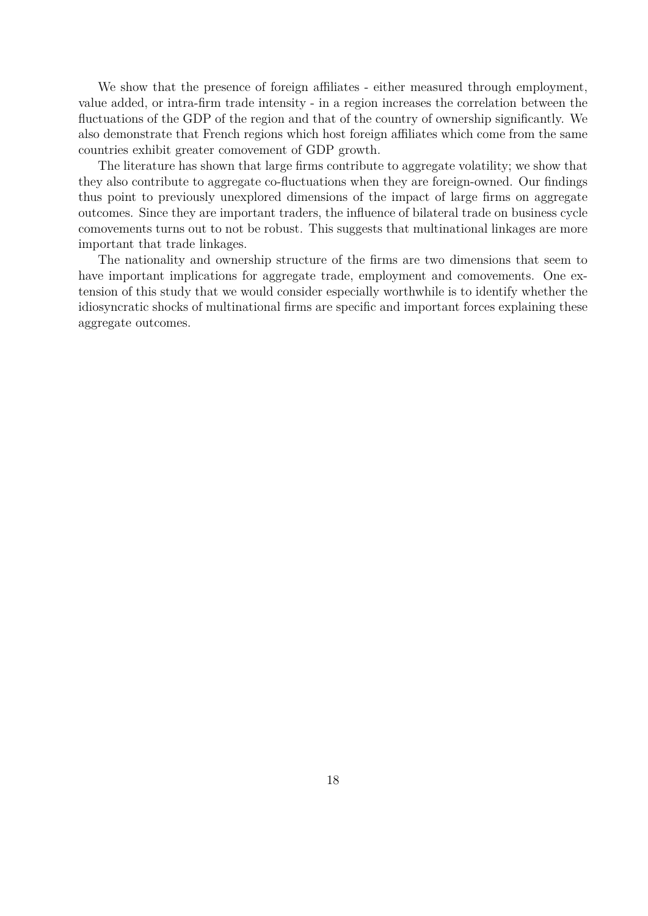We show that the presence of foreign affiliates - either measured through employment, value added, or intra-firm trade intensity - in a region increases the correlation between the fluctuations of the GDP of the region and that of the country of ownership significantly. We also demonstrate that French regions which host foreign affiliates which come from the same countries exhibit greater comovement of GDP growth.

The literature has shown that large firms contribute to aggregate volatility; we show that they also contribute to aggregate co-fluctuations when they are foreign-owned. Our findings thus point to previously unexplored dimensions of the impact of large firms on aggregate outcomes. Since they are important traders, the influence of bilateral trade on business cycle comovements turns out to not be robust. This suggests that multinational linkages are more important that trade linkages.

The nationality and ownership structure of the firms are two dimensions that seem to have important implications for aggregate trade, employment and comovements. One extension of this study that we would consider especially worthwhile is to identify whether the idiosyncratic shocks of multinational firms are specific and important forces explaining these aggregate outcomes.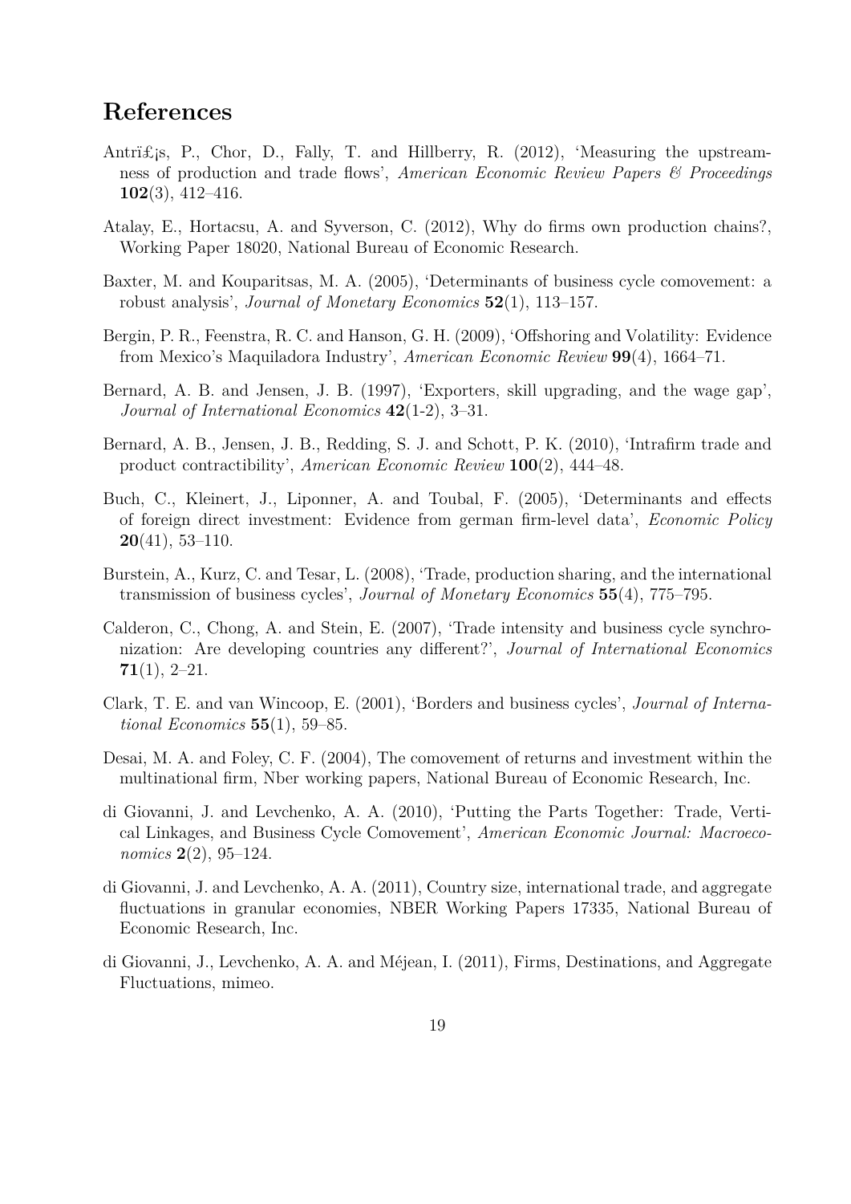# References

Antrï£¡s, P., Chor, D., Fally, T. and Hillberry, R. (2012), 'Measuring the upstreamness of production and trade flows', *American Economic Review Papers & Proceedings* **102**(3), 412–416.

Atalay, E., Hortacsu, A. and Syverson, C. (2012), Why do firms own production chains?, Working Paper 18020, National Bureau of Economic Research.

Baxter, M. and Kouparitsas, M. A. (2005), 'Determinants of business cycle comovement: a robust analysis', *Journal of Monetary Economics* **52**(1), 113–157.

Bergin, P. R., Feenstra, R. C. and Hanson, G. H. (2009), 'Offshoring and Volatility: Evidence from Mexico's Maquiladora Industry', *American Economic Review* **99**(4), 1664–71.

Bernard, A. B. and Jensen, J. B. (1997), 'Exporters, skill upgrading, and the wage gap', *Journal of International Economics* **42**(1-2), 3–31.

Bernard, A. B., Jensen, J. B., Redding, S. J. and Schott, P. K. (2010), 'Intrafirm trade and product contractibility', *American Economic Review* **100**(2), 444–48.

Buch, C., Kleinert, J., Liponner, A. and Toubal, F. (2005), 'Determinants and effects of foreign direct investment: Evidence from german firm-level data', *Economic Policy* **20**(41), 53–110.

Burstein, A., Kurz, C. and Tesar, L. (2008), 'Trade, production sharing, and the international transmission of business cycles', *Journal of Monetary Economics* **55**(4), 775–795.

Calderon, C., Chong, A. and Stein, E. (2007), 'Trade intensity and business cycle synchronization: Are developing countries any different?', *Journal of International Economics* **71**(1), 2–21.

Clark, T. E. and van Wincoop, E. (2001), 'Borders and business cycles', *Journal of International Economics* **55**(1), 59–85.

Desai, M. A. and Foley, C. F. (2004), The comovement of returns and investment within the multinational firm, Nber working papers, National Bureau of Economic Research, Inc.

di Giovanni, J. and Levchenko, A. A. (2010), 'Putting the Parts Together: Trade, Vertical Linkages, and Business Cycle Comovement', *American Economic Journal: Macroeconomics* **2**(2), 95–124.

di Giovanni, J. and Levchenko, A. A. (2011), Country size, international trade, and aggregate fluctuations in granular economies, NBER Working Papers 17335, National Bureau of Economic Research, Inc.

di Giovanni, J., Levchenko, A. A. and Méjean, I. (2011), Firms, Destinations, and Aggregate Fluctuations, mimeo.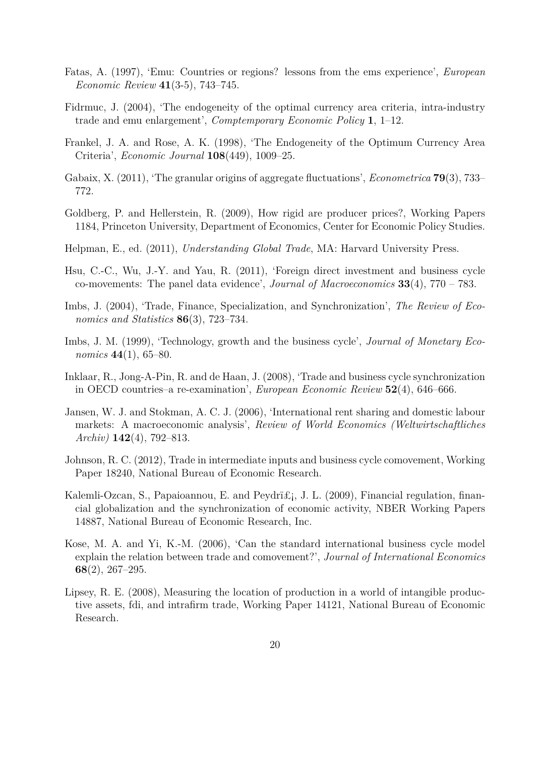Fatas, A. (1997), 'Emu: Countries or regions? lessons from the ems experience', *European Economic Review* **41**(3-5), 743–745.

Fidrmuc, J. (2004), 'The endogeneity of the optimal currency area criteria, intra-industry trade and emu enlargement', *Comptemporary Economic Policy* **1**, 1–12.

Frankel, J. A. and Rose, A. K. (1998), 'The Endogeneity of the Optimum Currency Area Criteria', *Economic Journal* **108**(449), 1009–25.

Gabaix, X. (2011), 'The granular origins of aggregate fluctuations', *Econometrica* **79**(3), 733–772.

Goldberg, P. and Hellerstein, R. (2009), How rigid are producer prices?, Working Papers 1184, Princeton University, Department of Economics, Center for Economic Policy Studies.

Helpman, E., ed. (2011), *Understanding Global Trade*, MA: Harvard University Press.

Hsu, C.-C., Wu, J.-Y. and Yau, R. (2011), 'Foreign direct investment and business cycle co-movements: The panel data evidence', *Journal of Macroeconomics* **33**(4), 770 – 783.

Imbs, J. (2004), 'Trade, Finance, Specialization, and Synchronization', *The Review of Economics and Statistics* **86**(3), 723–734.

Imbs, J. M. (1999), 'Technology, growth and the business cycle', *Journal of Monetary Economics* **44**(1), 65–80.

Inklaar, R., Jong-A-Pin, R. and de Haan, J. (2008), 'Trade and business cycle synchronization in OECD countries–a re-examination', *European Economic Review* **52**(4), 646–666.

Jansen, W. J. and Stokman, A. C. J. (2006), 'International rent sharing and domestic labour markets: A macroeconomic analysis', *Review of World Economics (Weltwirtschaftliches Archiv)* **142**(4), 792–813.

Johnson, R. C. (2012), Trade in intermediate inputs and business cycle comovement, Working Paper 18240, National Bureau of Economic Research.

Kalemli-Ozcan, S., Papaioannou, E. and Peydrï£¡, J. L. (2009), Financial regulation, financial globalization and the synchronization of economic activity, NBER Working Papers 14887, National Bureau of Economic Research, Inc.

Kose, M. A. and Yi, K.-M. (2006), 'Can the standard international business cycle model explain the relation between trade and comovement?', *Journal of International Economics* **68**(2), 267–295.

Lipsey, R. E. (2008), Measuring the location of production in a world of intangible productive assets, fdi, and intrafirm trade, Working Paper 14121, National Bureau of Economic Research.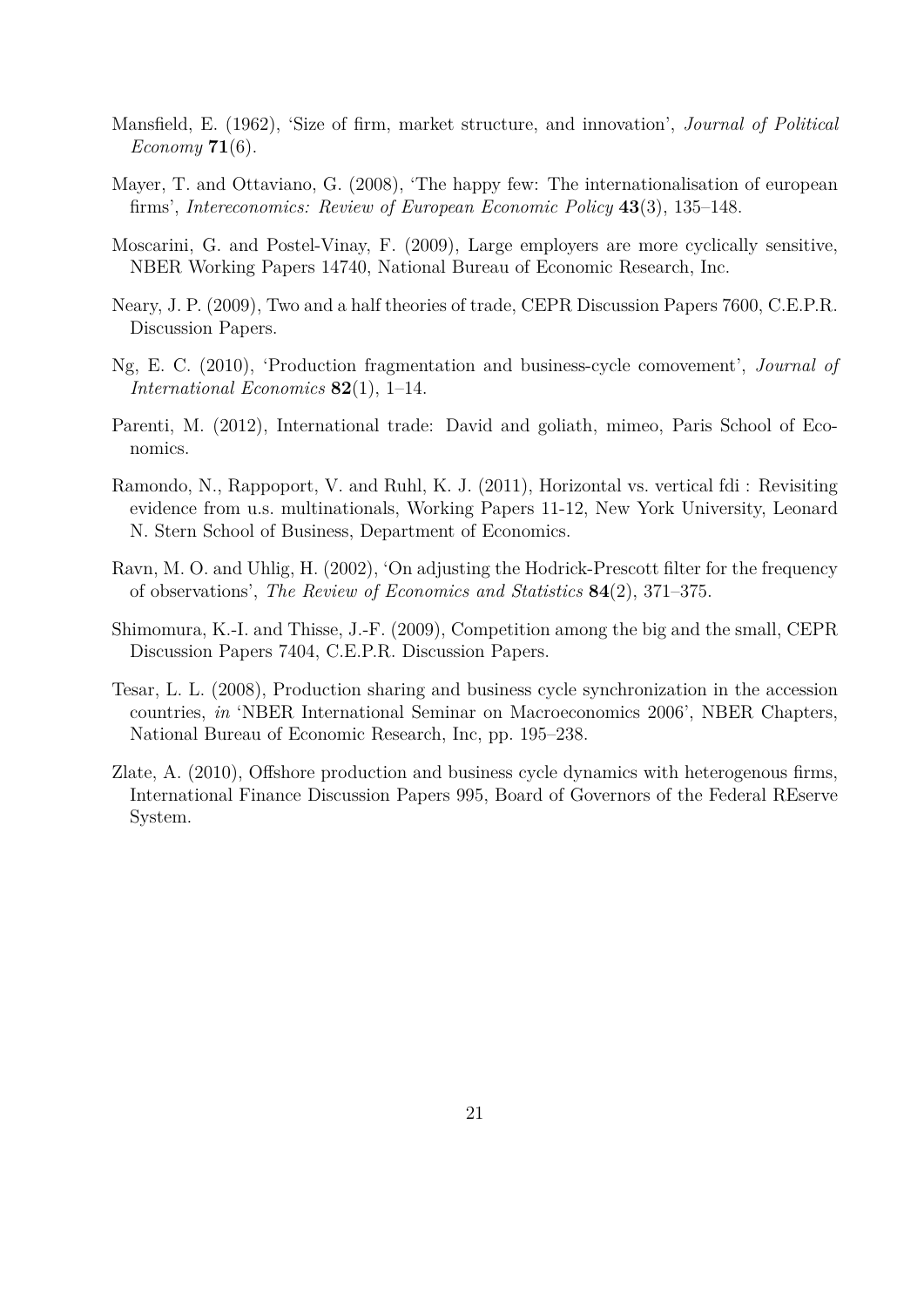Mansfield, E. (1962), 'Size of firm, market structure, and innovation', *Journal of Political Economy* **71**(6).

Mayer, T. and Ottaviano, G. (2008), 'The happy few: The internationalisation of european firms', *Intereconomics: Review of European Economic Policy* **43**(3), 135–148.

Moscarini, G. and Postel-Vinay, F. (2009), Large employers are more cyclically sensitive, NBER Working Papers 14740, National Bureau of Economic Research, Inc.

Neary, J. P. (2009), Two and a half theories of trade, CEPR Discussion Papers 7600, C.E.P.R. Discussion Papers.

Ng, E. C. (2010), 'Production fragmentation and business-cycle comovement', *Journal of International Economics* **82**(1), 1–14.

Parenti, M. (2012), International trade: David and goliath, mimeo, Paris School of Economics.

Ramondo, N., Rappoport, V. and Ruhl, K. J. (2011), Horizontal vs. vertical fdi : Revisiting evidence from u.s. multinationals, Working Papers 11-12, New York University, Leonard N. Stern School of Business, Department of Economics.

Ravn, M. O. and Uhlig, H. (2002), 'On adjusting the Hodrick-Prescott filter for the frequency of observations', *The Review of Economics and Statistics* **84**(2), 371–375.

Shimomura, K.-I. and Thisse, J.-F. (2009), Competition among the big and the small, CEPR Discussion Papers 7404, C.E.P.R. Discussion Papers.

Tesar, L. L. (2008), Production sharing and business cycle synchronization in the accession countries, *in* 'NBER International Seminar on Macroeconomics 2006', NBER Chapters, National Bureau of Economic Research, Inc, pp. 195–238.

Zlate, A. (2010), Offshore production and business cycle dynamics with heterogenous firms, International Finance Discussion Papers 995, Board of Governors of the Federal REserve System.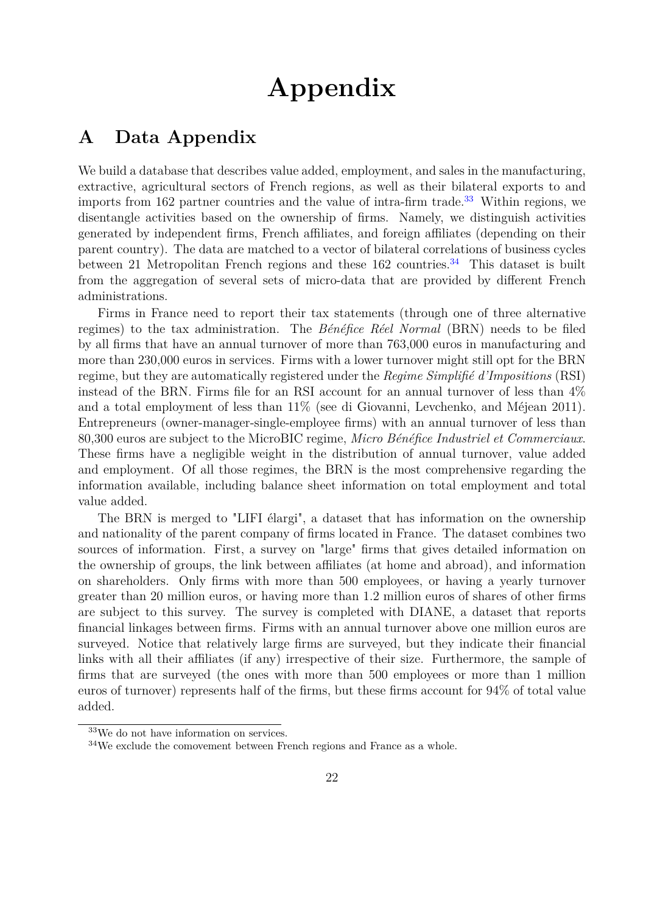# Appendix

## A Data Appendix

We build a database that describes value added, employment, and sales in the manufacturing, extractive, agricultural sectors of French regions, as well as their bilateral exports to and imports from 162 partner countries and the value of intra-firm trade.[33] Within regions, we disentangle activities based on the ownership of firms. Namely, we distinguish activities generated by independent firms, French affiliates, and foreign affiliates (depending on their parent country). The data are matched to a vector of bilateral correlations of business cycles between 21 Metropolitan French regions and these 162 countries.[34] This dataset is built from the aggregation of several sets of micro-data that are provided by different French administrations.

Firms in France need to report their tax statements (through one of three alternative regimes) to the tax administration. The *Bénéfice Réel Normal* (BRN) needs to be filed by all firms that have an annual turnover of more than 763,000 euros in manufacturing and more than 230,000 euros in services. Firms with a lower turnover might still opt for the BRN regime, but they are automatically registered under the *Regime Simplifié d'Impositions* (RSI) instead of the BRN. Firms file for an RSI account for an annual turnover of less than 4% and a total employment of less than 11% (see di Giovanni, Levchenko, and Méjean 2011). Entrepreneurs (owner-manager-single-employee firms) with an annual turnover of less than 80,300 euros are subject to the MicroBIC regime, *Micro Bénéfice Industriel et Commerciaux*. These firms have a negligible weight in the distribution of annual turnover, value added and employment. Of all those regimes, the BRN is the most comprehensive regarding the information available, including balance sheet information on total employment and total value added.

The BRN is merged to "LIFI élargi", a dataset that has information on the ownership and nationality of the parent company of firms located in France. The dataset combines two sources of information. First, a survey on "large" firms that gives detailed information on the ownership of groups, the link between affiliates (at home and abroad), and information on shareholders. Only firms with more than 500 employees, or having a yearly turnover greater than 20 million euros, or having more than 1.2 million euros of shares of other firms are subject to this survey. The survey is completed with DIANE, a dataset that reports financial linkages between firms. Firms with an annual turnover above one million euros are surveyed. Notice that relatively large firms are surveyed, but they indicate their financial links with all their affiliates (if any) irrespective of their size. Furthermore, the sample of firms that are surveyed (the ones with more than 500 employees or more than 1 million euros of turnover) represents half of the firms, but these firms account for 94% of total value added.

[33] We do not have information on services.

[34] We exclude the comovement between French regions and France as a whole.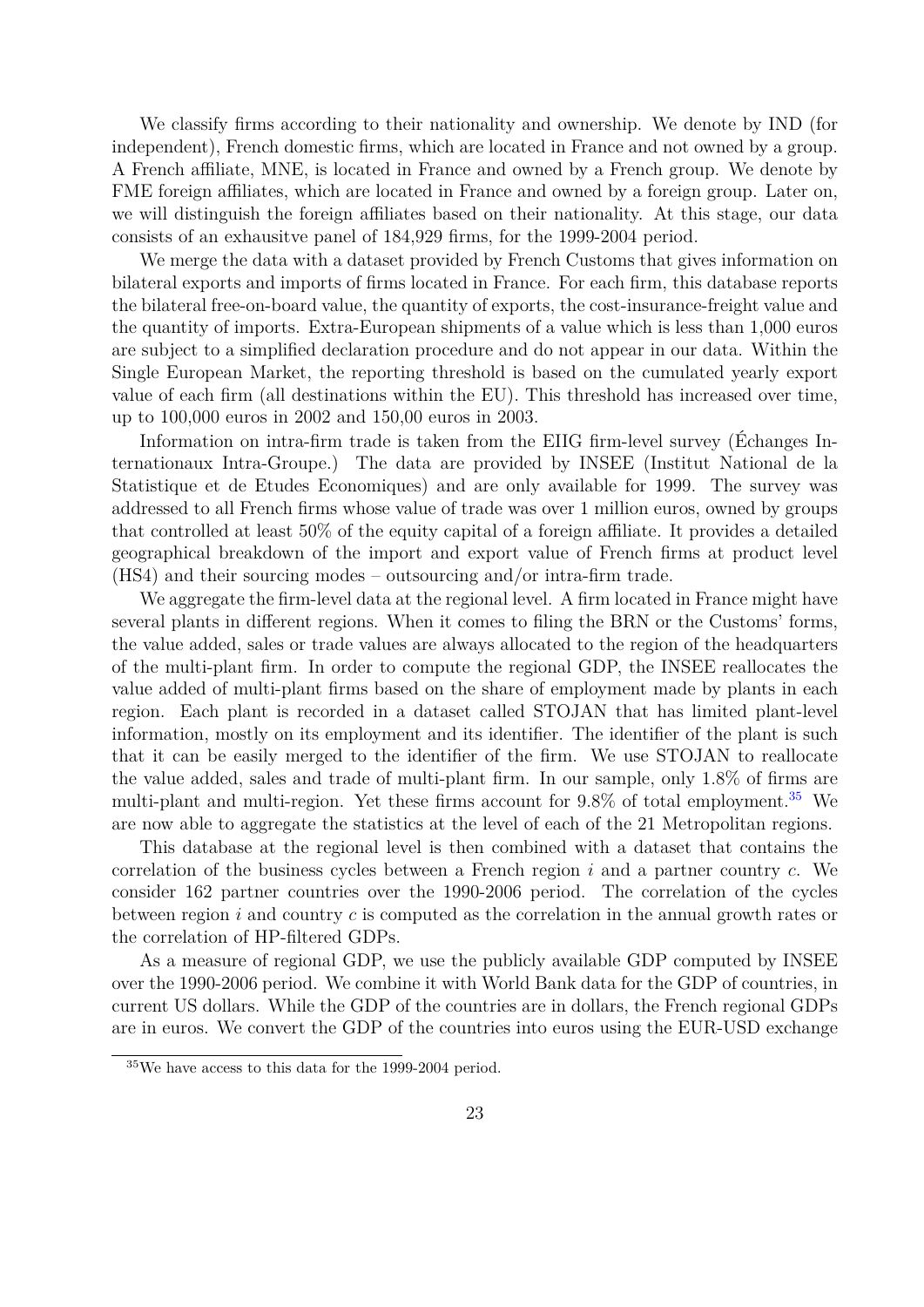We classify firms according to their nationality and ownership. We denote by IND (for independent), French domestic firms, which are located in France and not owned by a group. A French affiliate, MNE, is located in France and owned by a French group. We denote by FME foreign affiliates, which are located in France and owned by a foreign group. Later on, we will distinguish the foreign affiliates based on their nationality. At this stage, our data consists of an exhausitve panel of 184,929 firms, for the 1999-2004 period.

We merge the data with a dataset provided by French Customs that gives information on bilateral exports and imports of firms located in France. For each firm, this database reports the bilateral free-on-board value, the quantity of exports, the cost-insurance-freight value and the quantity of imports. Extra-European shipments of a value which is less than 1,000 euros are subject to a simplified declaration procedure and do not appear in our data. Within the Single European Market, the reporting threshold is based on the cumulated yearly export value of each firm (all destinations within the EU). This threshold has increased over time, up to 100,000 euros in 2002 and 150,00 euros in 2003.

Information on intra-firm trade is taken from the EIIG firm-level survey (Échanges Internationaux Intra-Groupe.) The data are provided by INSEE (Institut National de la Statistique et de Etudes Economiques) and are only available for 1999. The survey was addressed to all French firms whose value of trade was over 1 million euros, owned by groups that controlled at least 50% of the equity capital of a foreign affiliate. It provides a detailed geographical breakdown of the import and export value of French firms at product level (HS4) and their sourcing modes – outsourcing and/or intra-firm trade.

We aggregate the firm-level data at the regional level. A firm located in France might have several plants in different regions. When it comes to filing the BRN or the Customs' forms, the value added, sales or trade values are always allocated to the region of the headquarters of the multi-plant firm. In order to compute the regional GDP, the INSEE reallocates the value added of multi-plant firms based on the share of employment made by plants in each region. Each plant is recorded in a dataset called STOJAN that has limited plant-level information, mostly on its employment and its identifier. The identifier of the plant is such that it can be easily merged to the identifier of the firm. We use STOJAN to reallocate the value added, sales and trade of multi-plant firm. In our sample, only 1.8% of firms are multi-plant and multi-region. Yet these firms account for 9.8% of total employment.[35] We are now able to aggregate the statistics at the level of each of the 21 Metropolitan regions.

This database at the regional level is then combined with a dataset that contains the correlation of the business cycles between a French region $i$ and a partner country $c$. We consider 162 partner countries over the 1990-2006 period. The correlation of the cycles between region $i$ and country $c$ is computed as the correlation in the annual growth rates or the correlation of HP-filtered GDPs.

As a measure of regional GDP, we use the publicly available GDP computed by INSEE over the 1990-2006 period. We combine it with World Bank data for the GDP of countries, in current US dollars. While the GDP of the countries are in dollars, the French regional GDPs are in euros. We convert the GDP of the countries into euros using the EUR-USD exchange

[35] We have access to this data for the 1999-2004 period.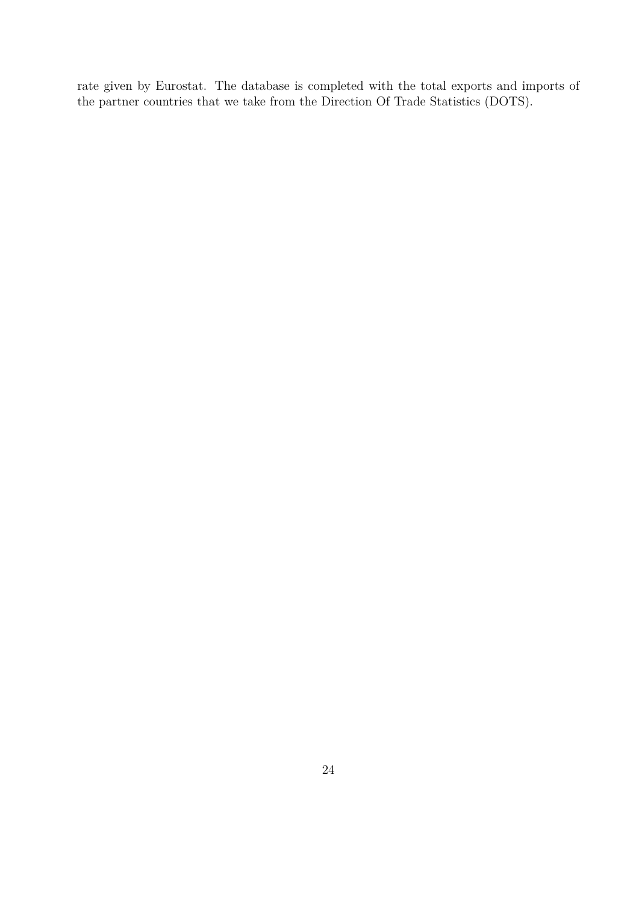rate given by Eurostat. The database is completed with the total exports and imports of the partner countries that we take from the Direction Of Trade Statistics (DOTS).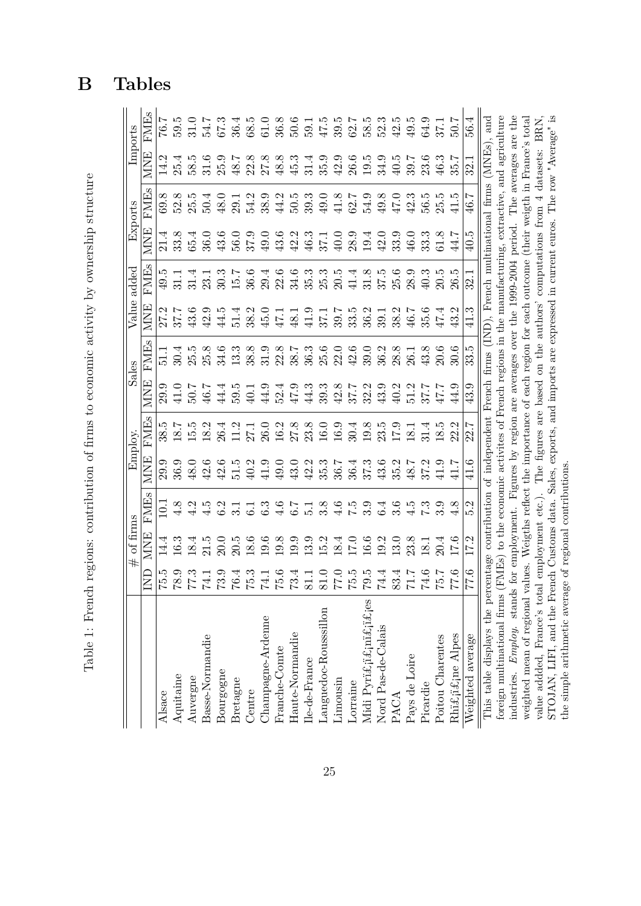# B Tables

Table 1: French regions: contribution of firms to economic activity by ownership structure

| | # of firms | | | Employ. | | Sales | | Value added | | Exports | | Imports | |
|---|---|---|---|---|---|---|---|---|---|---|---|---|---|
| | IND | MNE | FMEs | MNE | FMEs | MNE | FMEs | MNE | FMEs | MNE | FMEs | MNE | FMEs |
| Alsace | 75.5 | 14.4 | 10.1 | 29.9 | 38.5 | 29.9 | 51.1 | 27.2 | 49.5 | 21.4 | 69.8 | 14.2 | 76.7 |
| Aquitaine | 78.9 | 16.3 | 4.8 | 36.9 | 18.7 | 41.0 | 30.4 | 37.7 | 31.1 | 33.8 | 52.8 | 25.4 | 59.5 |
| Auvergne | 77.3 | 18.4 | 4.2 | 48.0 | 15.5 | 50.7 | 25.5 | 43.6 | 31.4 | 65.4 | 25.5 | 58.5 | 31.0 |
| Basse-Normandie | 74.1 | 21.5 | 4.5 | 42.6 | 18.2 | 46.7 | 25.8 | 42.9 | 23.1 | 36.0 | 50.4 | 31.6 | 54.7 |
| Bourgogne | 73.9 | 20.0 | 6.2 | 42.6 | 26.4 | 44.4 | 34.6 | 44.5 | 30.3 | 43.6 | 48.0 | 25.9 | 67.3 |
| Bretagne | 76.4 | 20.5 | 3.1 | 51.5 | 11.2 | 59.5 | 13.3 | 51.4 | 15.7 | 56.0 | 29.1 | 48.7 | 36.4 |
| Centre | 75.3 | 18.6 | 6.1 | 40.2 | 27.1 | 40.1 | 38.8 | 38.2 | 36.6 | 37.9 | 54.2 | 22.8 | 68.5 |
| Champagne-Ardenne | 74.1 | 19.6 | 6.3 | 41.9 | 26.0 | 44.9 | 31.9 | 45.0 | 29.4 | 49.0 | 38.9 | 27.8 | 61.0 |
| Franche-Comte | 75.6 | 19.8 | 4.6 | 49.0 | 16.2 | 52.4 | 22.8 | 47.1 | 22.6 | 43.6 | 44.2 | 48.8 | 36.8 |
| Haute-Normandie | 73.4 | 19.9 | 6.7 | 43.0 | 27.8 | 47.9 | 38.7 | 48.1 | 34.6 | 42.2 | 50.5 | 45.3 | 50.6 |
| Ile-de-France | 81.1 | 13.9 | 5.1 | 42.2 | 23.8 | 44.3 | 36.3 | 41.9 | 35.3 | 46.3 | 39.3 | 31.4 | 59.1 |
| Languedoc-Roussillon | 81.0 | 15.2 | 3.8 | 35.3 | 16.0 | 39.3 | 25.6 | 37.1 | 25.3 | 37.1 | 49.0 | 35.9 | 47.5 |
| Limousin | 77.0 | 18.4 | 4.6 | 36.7 | 16.9 | 42.8 | 22.0 | 39.7 | 20.5 | 40.0 | 41.8 | 42.9 | 39.5 |
| Lorraine | 75.5 | 17.0 | 7.5 | 36.4 | 30.4 | 37.7 | 42.6 | 33.5 | 41.4 | 28.9 | 62.7 | 26.6 | 62.7 |
| Midi Pyrï£¡ï£¡nï£¡ï£¡es | 79.5 | 16.6 | 3.9 | 37.3 | 19.8 | 32.2 | 39.0 | 36.2 | 31.8 | 19.4 | 54.9 | 19.5 | 58.5 |
| Nord Pas-de-Calais | 74.4 | 19.2 | 6.4 | 43.6 | 23.5 | 43.9 | 36.2 | 39.1 | 37.5 | 42.0 | 49.8 | 34.9 | 52.3 |
| PACA | 83.4 | 13.0 | 3.6 | 35.2 | 17.9 | 40.2 | 28.8 | 38.2 | 25.6 | 33.9 | 47.0 | 40.5 | 42.5 |
| Pays de Loire | 71.7 | 23.8 | 4.5 | 48.7 | 18.1 | 51.2 | 26.1 | 46.7 | 28.9 | 46.0 | 42.3 | 39.7 | 49.5 |
| Picardie | 74.6 | 18.1 | 7.3 | 37.2 | 31.4 | 37.7 | 43.8 | 35.6 | 40.3 | 33.3 | 56.5 | 23.6 | 64.9 |
| Poitou Charentes | 75.7 | 20.4 | 3.9 | 41.9 | 18.5 | 47.7 | 20.6 | 47.4 | 20.5 | 61.8 | 25.5 | 46.3 | 37.1 |
| Rhï£¡ï£¡ne Alpes | 77.6 | 17.6 | 4.8 | 41.7 | 22.2 | 44.9 | 30.6 | 43.2 | 26.5 | 44.7 | 41.5 | 35.7 | 50.7 |
| Weighted average | 77.6 | 17.2 | 5.2 | 41.6 | 22.7 | 43.9 | 33.5 | 41.3 | 32.1 | 40.5 | 46.7 | 32.1 | 56.4 |

This table displays the percentage contribution of independent French firms (IND), French multinational firms (MNEs), and foreign multinational firms (FMEs) to the economic activites of French regions in the manufacturing, extractive, and agriculture industries. *Employ.* stands for employment. Figures by region are averages over the 1999-2004 period. The averages are the weighted mean of regional values. Weigths reflect the importance of each region for each outcome (their weigth in France's total value added, France's total employment etc.). The figures are based on the authors' computations from 4 datasets: BRN, STOJAN, LIFI, and the French Customs data. Sales, exports, and imports are expressed in current euros. The row "Average" is the simple arithmetic average of regional contributions.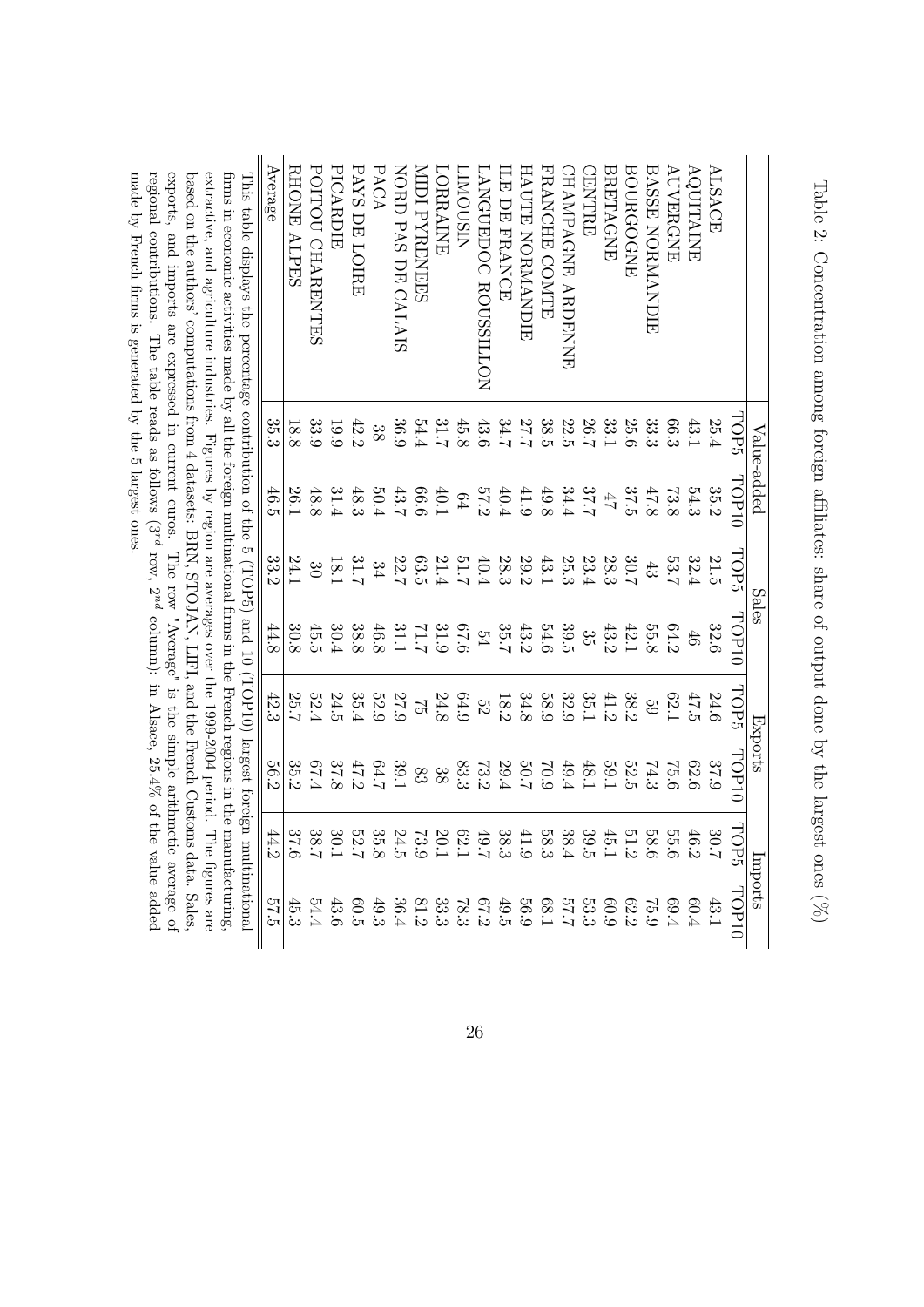Table 2: Concentration among foreign affiliates: share of output done by the largest ones (%)

| | Value-added | | Sales | | Exports | | Imports | |
|---|---|---|---|---|---|---|---|---|
| | TOP5 | TOP10 | TOP5 | TOP10 | TOP5 | TOP10 | TOP5 | TOP10 |
| ALSACE | 25.4 | 35.2 | 21.5 | 32.6 | 24.6 | 37.9 | 30.7 | 43.1 |
| AQUITAINE | 43.1 | 54.3 | 32.4 | 46 | 47.5 | 62.6 | 46.2 | 60.4 |
| AUVERGNE | 66.3 | 73.8 | 53.7 | 64.2 | 62.1 | 75.6 | 55.6 | 69.4 |
| BASSE NORMANDIE | 33.3 | 47.8 | 43 | 55.8 | 59 | 74.3 | 58.6 | 75.9 |
| BOURGOGNE | 25.6 | 37.5 | 30.7 | 42.1 | 38.2 | 52.5 | 51.2 | 62.2 |
| BRETAGNE | 33.1 | 47 | 28.3 | 43.2 | 41.2 | 59.1 | 45.1 | 60.9 |
| CENTRE | 26.7 | 37.7 | 23.4 | 35 | 35.1 | 48.1 | 39.5 | 53.3 |
| CHAMPAGNE ARDENNE | 22.5 | 34.4 | 25.3 | 39.5 | 32.9 | 49.4 | 38.4 | 57.7 |
| FRANCHE COMTE | 38.5 | 49.8 | 43.1 | 54.6 | 58.9 | 70.9 | 58.3 | 68.1 |
| HAUTE NORMANDIE | 27.7 | 41.9 | 29.2 | 43.2 | 34.8 | 50.7 | 41.9 | 56.9 |
| ILE DE FRANCE | 34.7 | 40.4 | 28.3 | 35.7 | 18.2 | 29.4 | 38.3 | 49.5 |
| LANGUEDOC ROUSSILLON | 43.6 | 57.2 | 40.4 | 54 | 52 | 73.2 | 49.7 | 67.2 |
| LIMOUSIN | 45.8 | 64 | 51.7 | 67.6 | 64.9 | 83.3 | 62.1 | 78.3 |
| LORRAINE | 31.7 | 40.1 | 21.4 | 31.9 | 24.8 | 38 | 20.1 | 33.3 |
| MIDI PYRENEES | 54.4 | 66.6 | 63.5 | 71.7 | 75 | 83 | 73.9 | 81.2 |
| NORD PAS DE CALAIS | 36.9 | 43.7 | 22.7 | 31.1 | 27.9 | 39.1 | 24.5 | 36.4 |
| PACA | 38 | 50.4 | 34 | 46.8 | 52.9 | 64.7 | 35.8 | 49.3 |
| PAYS DE LOIRE | 42.2 | 48.3 | 31.7 | 38.8 | 35.4 | 47.2 | 52.7 | 60.5 |
| PICARDIE | 19.9 | 31.4 | 18.1 | 30.4 | 24.5 | 37.8 | 30.1 | 43.6 |
| POITOU CHARENTES | 33.9 | 48.8 | 30 | 45.5 | 52.4 | 67.4 | 38.7 | 54.4 |
| RHONE ALPES | 18.8 | 26.1 | 24.1 | 30.8 | 25.7 | 35.2 | 37.6 | 45.3 |
| Average | 35.3 | 46.5 | 33.2 | 44.8 | 42.3 | 56.2 | 44.2 | 57.5 |

This table displays the percentage contribution of the 5 (TOP5) and 10 (TOP10) largest foreign multinational firms in economic activities made by all the foreign multinational firms in the French regions in the manufacturing, extractive, and agriculture industries. Figures by region are averages over the 1999-2004 period. The figures are based on the authors' computations from 4 datasets: BRN, STOJAN, LIFI, and the French Customs data. Sales, exports, and imports are expressed in current euros. The row "Average" is the simple arithmetic average of regional contributions. The table reads as follows (3$^{rd}$ row, 2$^{nd}$ column): in Alsace, 25.4% of the value added made by French firms is generated by the 5 largest ones.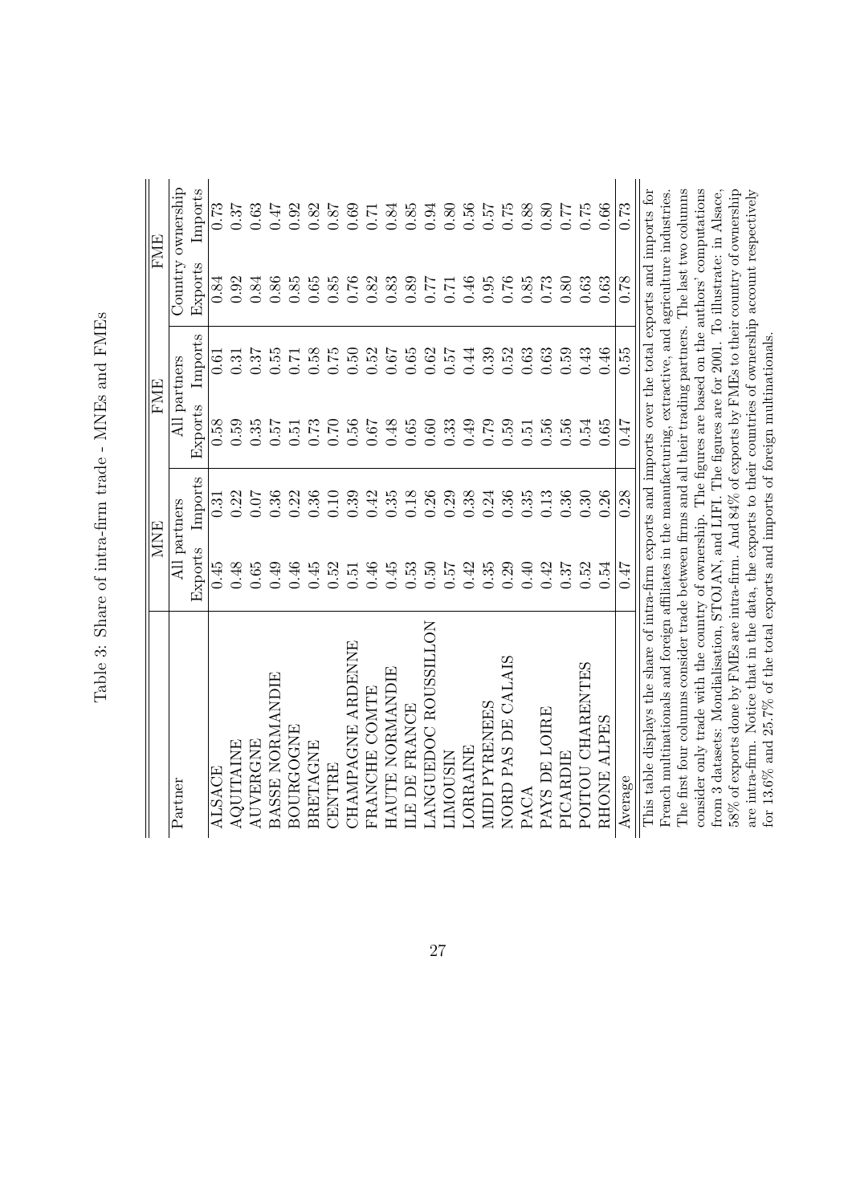Table 3: Share of intra-firm trade - MNEs and FMEs

| Partner | MNE | | FME | | FME | |
|---|---|---|---|---|---|---|
| | All partners | | All partners | | Country ownership | |
| | Exports | Imports | Exports | Imports | Exports | Imports |
| ALSACE | 0.45 | 0.31 | 0.58 | 0.61 | 0.84 | 0.73 |
| AQUITAINE | 0.48 | 0.22 | 0.59 | 0.31 | 0.92 | 0.37 |
| AUVERGNE | 0.65 | 0.07 | 0.35 | 0.37 | 0.84 | 0.63 |
| BASSE NORMANDIE | 0.49 | 0.36 | 0.57 | 0.55 | 0.86 | 0.47 |
| BOURGOGNE | 0.46 | 0.22 | 0.51 | 0.71 | 0.85 | 0.92 |
| BRETAGNE | 0.45 | 0.36 | 0.73 | 0.58 | 0.65 | 0.82 |
| CENTRE | 0.52 | 0.10 | 0.70 | 0.75 | 0.85 | 0.87 |
| CHAMPAGNE ARDENNE | 0.51 | 0.39 | 0.56 | 0.50 | 0.76 | 0.69 |
| FRANCHE COMTE | 0.46 | 0.42 | 0.67 | 0.52 | 0.82 | 0.71 |
| HAUTE NORMANDIE | 0.45 | 0.35 | 0.48 | 0.67 | 0.83 | 0.84 |
| ILE DE FRANCE | 0.53 | 0.18 | 0.65 | 0.65 | 0.89 | 0.85 |
| LANGUEDOC ROUSSILLON | 0.50 | 0.26 | 0.60 | 0.62 | 0.77 | 0.94 |
| LIMOUSIN | 0.57 | 0.29 | 0.33 | 0.57 | 0.71 | 0.80 |
| LORRAINE | 0.42 | 0.38 | 0.49 | 0.44 | 0.46 | 0.56 |
| MIDI PYRENEES | 0.35 | 0.24 | 0.79 | 0.39 | 0.95 | 0.57 |
| NORD PAS DE CALAIS | 0.29 | 0.36 | 0.59 | 0.52 | 0.76 | 0.75 |
| PACA | 0.40 | 0.35 | 0.51 | 0.63 | 0.85 | 0.88 |
| PAYS DE LOIRE | 0.42 | 0.13 | 0.56 | 0.63 | 0.73 | 0.80 |
| PICARDIE | 0.37 | 0.36 | 0.56 | 0.59 | 0.80 | 0.77 |
| POITOU CHARENTES | 0.52 | 0.30 | 0.54 | 0.43 | 0.63 | 0.75 |
| RHONE ALPES | 0.54 | 0.26 | 0.65 | 0.46 | 0.63 | 0.66 |
| Average | 0.47 | 0.28 | 0.47 | 0.55 | 0.78 | 0.73 |

This table displays the share of intra-firm exports and imports over the total exports and imports for French multinationals and foreign affiliates in the manufacturing, extractive, and agriculture industries. The first four columns consider trade between firms and all their trading partners. The last two columns consider only trade with the country of ownership. The figures are based on the authors' computations from 3 datasets: Mondialisation, STOJAN, and LIFI. The figures are for 2001. To illustrate: in Alsace, 58% of exports done by FMEs are intra-firm. And 84% of exports by FMEs to their country of ownership are intra-firm. Notice that in the data, the exports to their countries of ownership account respectively for 13.6% and 25.7% of the total exports and imports of foreign multinationals.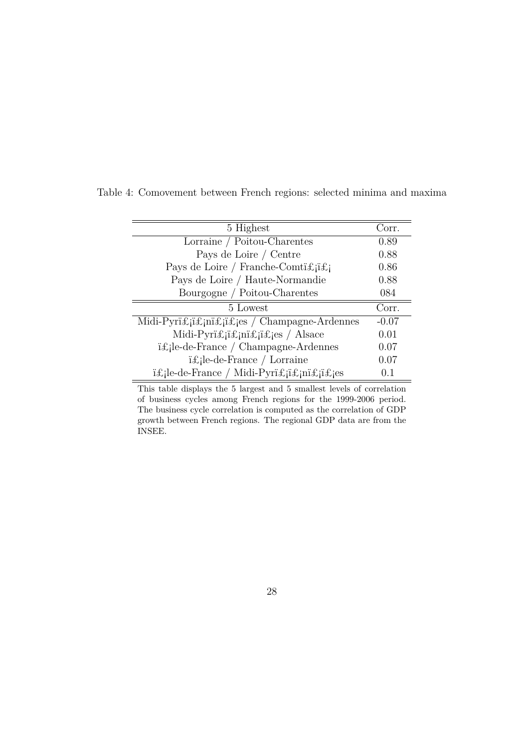Table 4: Comovement between French regions: selected minima and maxima

| 5 Highest | Corr. |
|---|---|
| Lorraine / Poitou-Charentes | 0.89 |
| Pays de Loire / Centre | 0.88 |
| Pays de Loire / Franche-Comtï£¡ï£¡ | 0.86 |
| Pays de Loire / Haute-Normandie | 0.88 |
| Bourgogne / Poitou-Charentes | 084 |
| **5 Lowest** | **Corr.** |
| Midi-Pyrï£¡ï£¡nï£¡ï£¡es / Champagne-Ardennes | -0.07 |
| Midi-Pyrï£¡ï£¡nï£¡ï£¡es / Alsace | 0.01 |
| ï£¡le-de-France / Champagne-Ardennes | 0.07 |
| ï£¡le-de-France / Lorraine | 0.07 |
| ï£¡le-de-France / Midi-Pyrï£¡ï£¡nï£¡ï£¡es | 0.1 |

This table displays the 5 largest and 5 smallest levels of correlation of business cycles among French regions for the 1999-2006 period. The business cycle correlation is computed as the correlation of GDP growth between French regions. The regional GDP data are from the INSEE.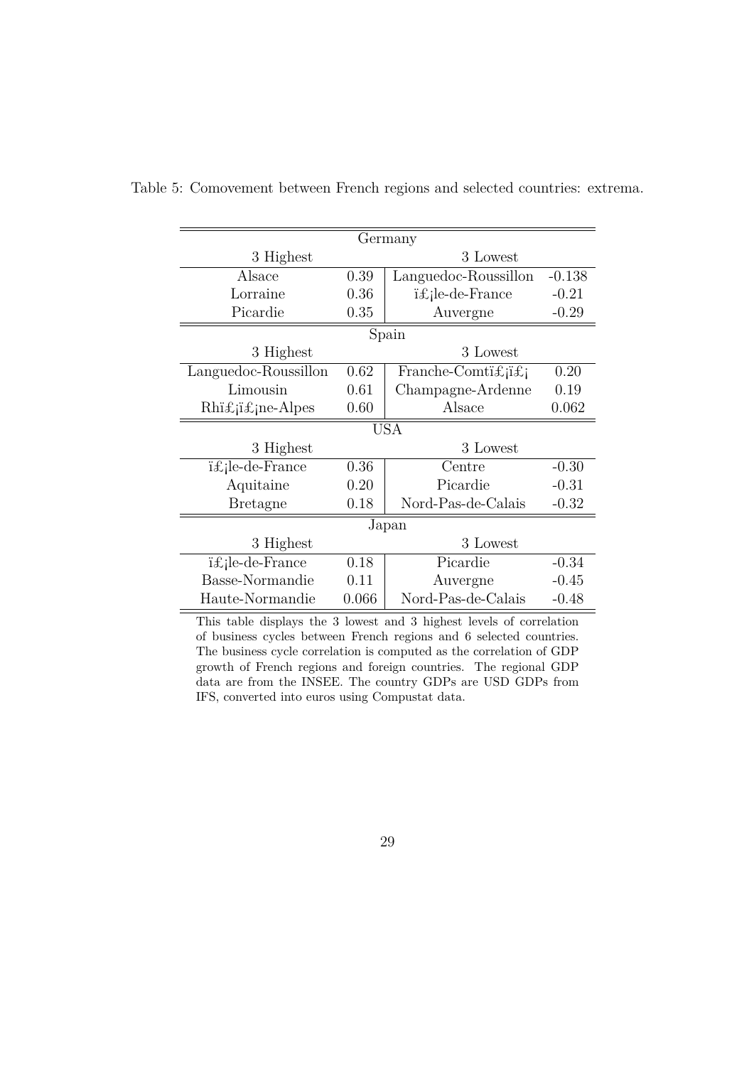Table 5: Comovement between French regions and selected countries: extrema.

| Germany | | | |
|---|---|---|---|
| 3 Highest | | 3 Lowest | |
| Alsace | 0.39 | Languedoc-Roussillon | -0.138 |
| Lorraine | 0.36 | ï£¡le-de-France | -0.21 |
| Picardie | 0.35 | Auvergne | -0.29 |
| **Spain** | | | |
| 3 Highest | | 3 Lowest | |
| Languedoc-Roussillon | 0.62 | Franche-Comtï£¡ï£¡ | 0.20 |
| Limousin | 0.61 | Champagne-Ardenne | 0.19 |
| Rhï£¡ï£¡ne-Alpes | 0.60 | Alsace | 0.062 |
| **USA** | | | |
| 3 Highest | | 3 Lowest | |
| ï£¡le-de-France | 0.36 | Centre | -0.30 |
| Aquitaine | 0.20 | Picardie | -0.31 |
| Bretagne | 0.18 | Nord-Pas-de-Calais | -0.32 |
| **Japan** | | | |
| 3 Highest | | 3 Lowest | |
| ï£¡le-de-France | 0.18 | Picardie | -0.34 |
| Basse-Normandie | 0.11 | Auvergne | -0.45 |
| Haute-Normandie | 0.066 | Nord-Pas-de-Calais | -0.48 |

This table displays the 3 lowest and 3 highest levels of correlation of business cycles between French regions and 6 selected countries. The business cycle correlation is computed as the correlation of GDP growth of French regions and foreign countries. The regional GDP data are from the INSEE. The country GDPs are USD GDPs from IFS, converted into euros using Compustat data.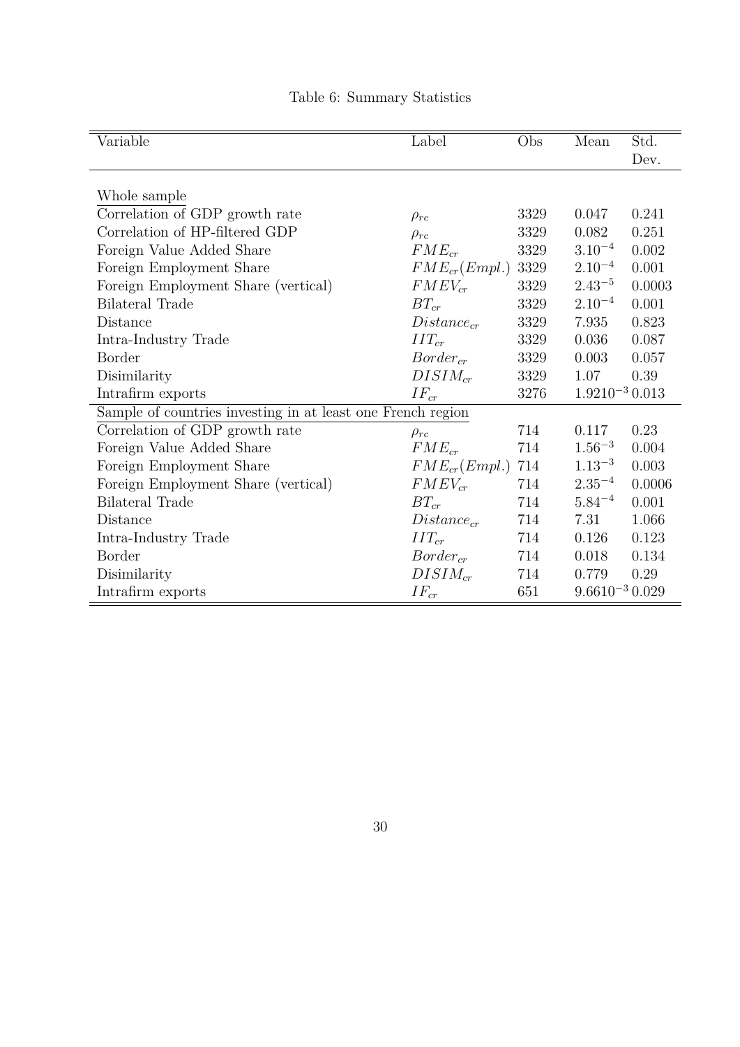Table 6: Summary Statistics

| Variable | Label | Obs | Mean | Std. Dev. |
|---|---|---|---|---|
| Whole sample | | | | |
| Correlation of GDP growth rate | $\rho_{rc}$ | 3329 | 0.047 | 0.241 |
| Correlation of HP-filtered GDP | $\rho_{rc}$ | 3329 | 0.082 | 0.251 |
| Foreign Value Added Share | $FME_{cr}$ | 3329 | $3.10^{-4}$ | 0.002 |
| Foreign Employment Share | $FME_{cr}(Empl.)$ | 3329 | $2.10^{-4}$ | 0.001 |
| Foreign Employment Share (vertical) | $FMEV_{cr}$ | 3329 | $2.43^{-5}$ | 0.0003 |
| Bilateral Trade | $BT_{cr}$ | 3329 | $2.10^{-4}$ | 0.001 |
| Distance | $Distance_{cr}$ | 3329 | 7.935 | 0.823 |
| Intra-Industry Trade | $IIT_{cr}$ | 3329 | 0.036 | 0.087 |
| Border | $Border_{cr}$ | 3329 | 0.003 | 0.057 |
| Disimilarity | $DISIM_{cr}$ | 3329 | 1.07 | 0.39 |
| Intrafirm exports | $IF_{cr}$ | 3276 | $1.9210^{-3}$ | 0.013 |
| Sample of countries investing in at least one French region | | | | |
| Correlation of GDP growth rate | $\rho_{rc}$ | 714 | 0.117 | 0.23 |
| Foreign Value Added Share | $FME_{cr}$ | 714 | $1.56^{-3}$ | 0.004 |
| Foreign Employment Share | $FME_{cr}(Empl.)$ | 714 | $1.13^{-3}$ | 0.003 |
| Foreign Employment Share (vertical) | $FMEV_{cr}$ | 714 | $2.35^{-4}$ | 0.0006 |
| Bilateral Trade | $BT_{cr}$ | 714 | $5.84^{-4}$ | 0.001 |
| Distance | $Distance_{cr}$ | 714 | 7.31 | 1.066 |
| Intra-Industry Trade | $IIT_{cr}$ | 714 | 0.126 | 0.123 |
| Border | $Border_{cr}$ | 714 | 0.018 | 0.134 |
| Disimilarity | $DISIM_{cr}$ | 714 | 0.779 | 0.29 |
| Intrafirm exports | $IF_{cr}$ | 651 | $9.6610^{-3}$ | 0.029 |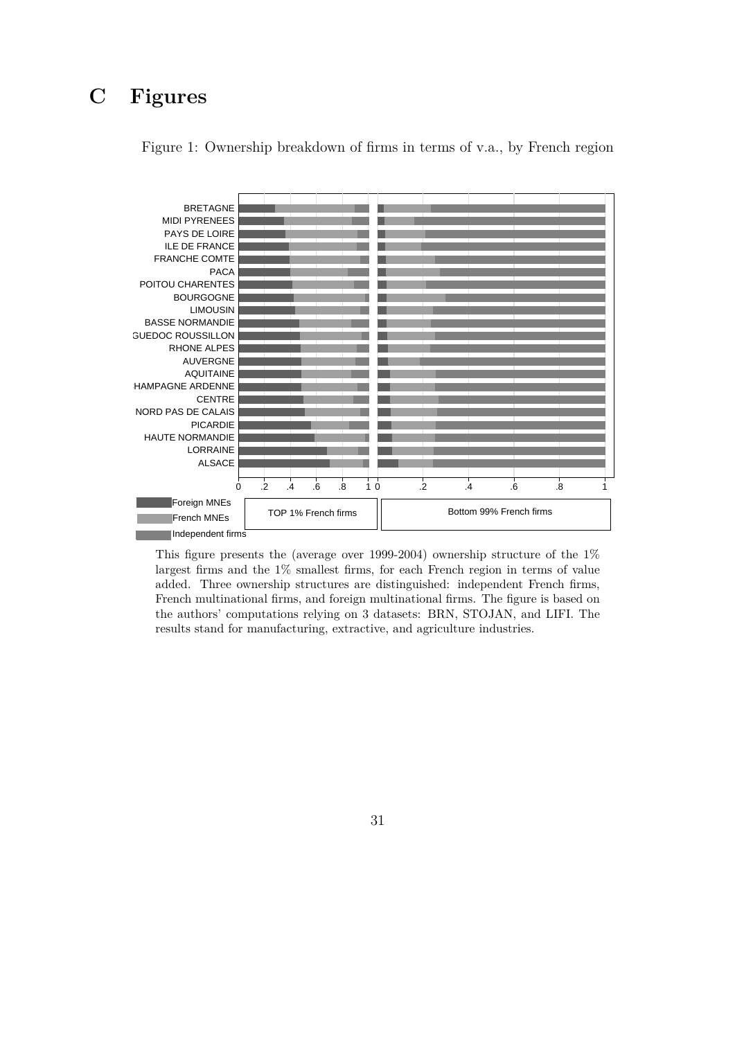# C Figures

Figure 1: Ownership breakdown of firms in terms of v.a., by French region

This figure presents the (average over 1999-2004) ownership structure of the 1% largest firms and the 1% smallest firms, for each French region in terms of value added. Three ownership structures are distinguished: independent French firms, French multinational firms, and foreign multinational firms. The figure is based on the authors' computations relying on 3 datasets: BRN, STOJAN, and LIFI. The results stand for manufacturing, extractive, and agriculture industries.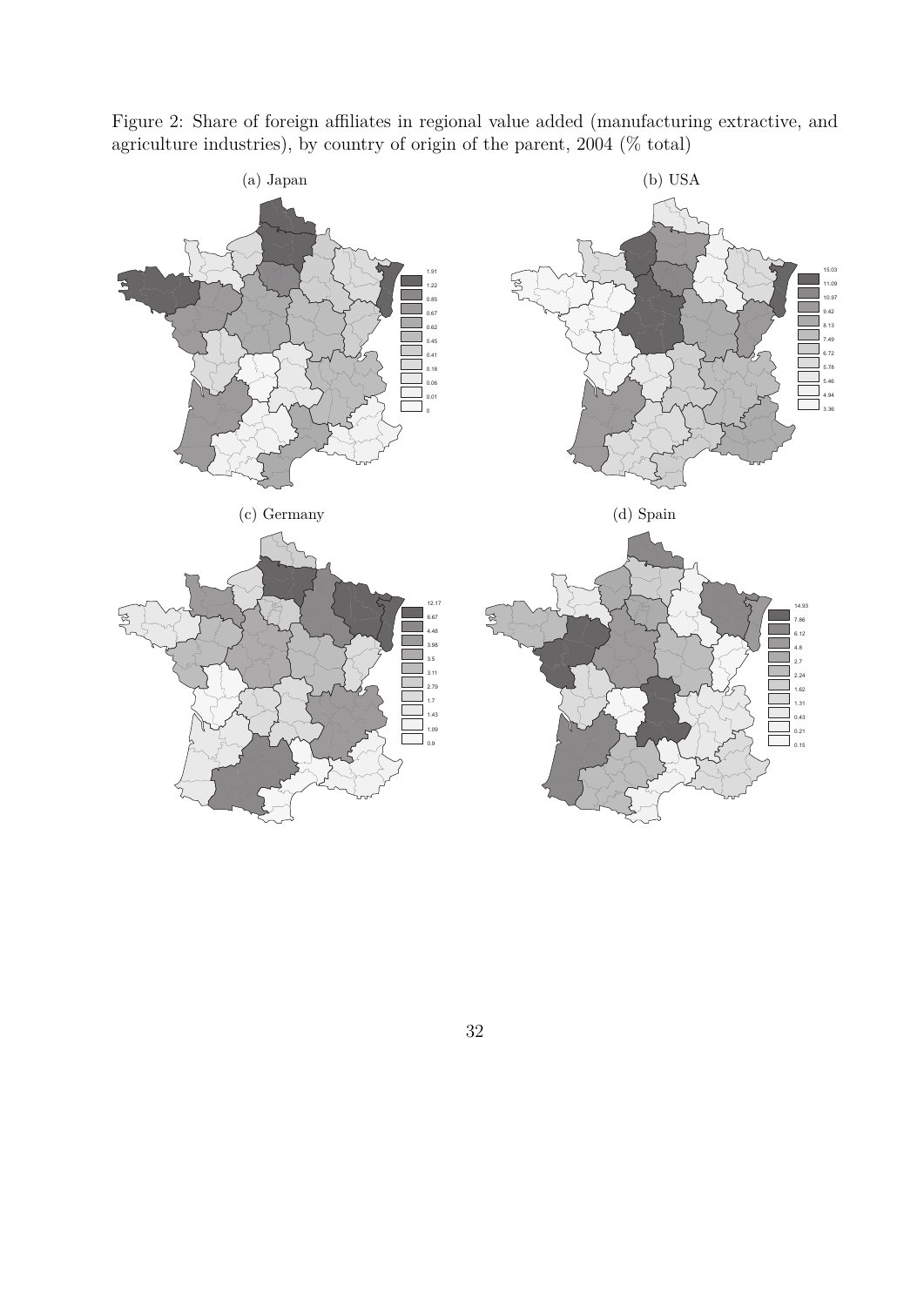Figure 2: Share of foreign affiliates in regional value added (manufacturing extractive, and agriculture industries), by country of origin of the parent, 2004 (% total)

(a) Japan

(b) USA

(c) Germany

(d) Spain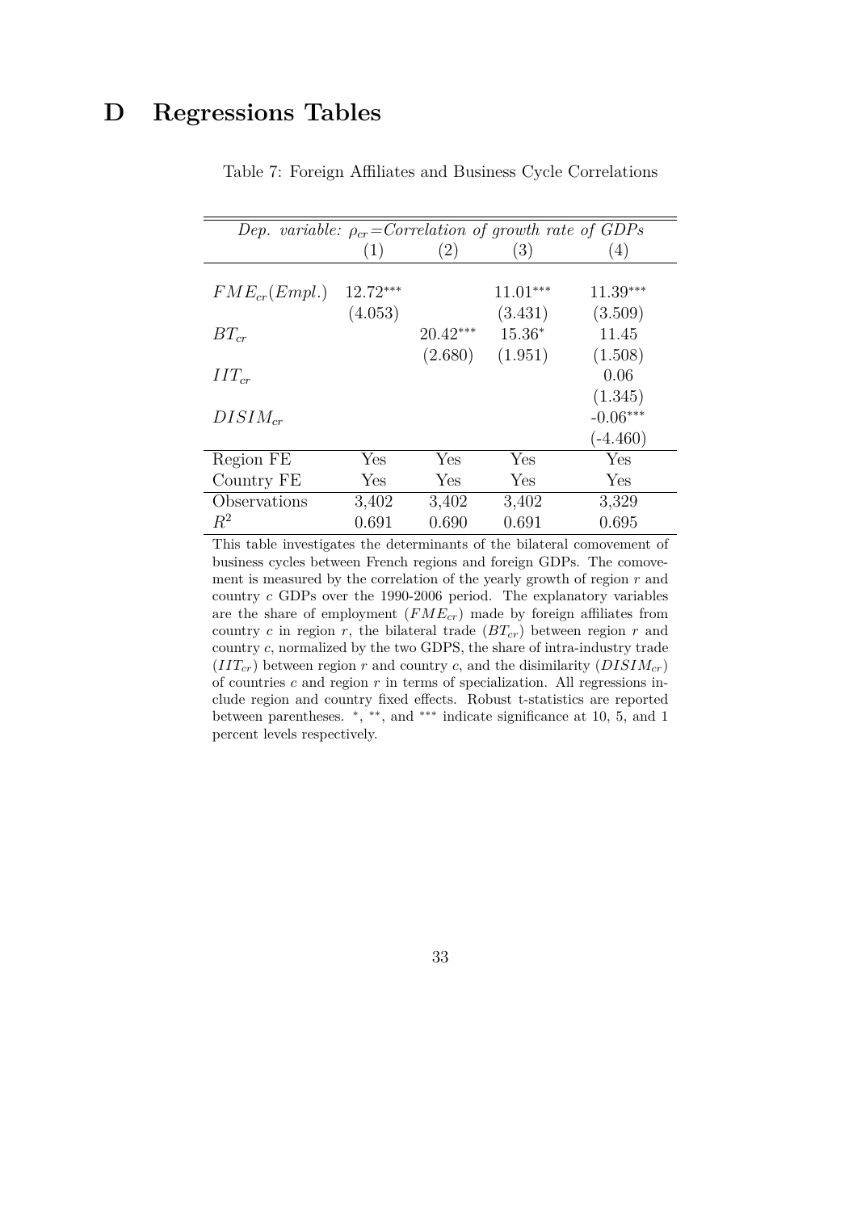# D Regressions Tables

Table 7: Foreign Affiliates and Business Cycle Correlations

| *Dep. variable: $\rho_{cr}$=Correlation of growth rate of GDPs* | | | | |
|---|---|---|---|---|
| | (1) | (2) | (3) | (4) |
| $FME_{cr}(Empl.)$ | 12.72*** | | 11.01*** | 11.39*** |
| | (4.053) | | (3.431) | (3.509) |
| $BT_{cr}$ | | 20.42*** | 15.36* | 11.45 |
| | | (2.680) | (1.951) | (1.508) |
| $IIT_{cr}$ | | | | 0.06 |
| | | | | (1.345) |
| $DISIM_{cr}$ | | | | -0.06*** |
| | | | | (-4.460) |
| Region FE | Yes | Yes | Yes | Yes |
| Country FE | Yes | Yes | Yes | Yes |
| Observations | 3,402 | 3,402 | 3,402 | 3,329 |
| $R^2$ | 0.691 | 0.690 | 0.691 | 0.695 |

This table investigates the determinants of the bilateral comovement of business cycles between French regions and foreign GDPs. The comovement is measured by the correlation of the yearly growth of region $r$ and country $c$ GDPs over the 1990-2006 period. The explanatory variables are the share of employment ($FME_{cr}$) made by foreign affiliates from country $c$ in region $r$, the bilateral trade ($BT_{cr}$) between region $r$ and country $c$, normalized by the two GDPS, the share of intra-industry trade ($IIT_{cr}$) between region $r$ and country $c$, and the disimilarity ($DISIM_{cr}$) of countries $c$ and region $r$ in terms of specialization. All regressions include region and country fixed effects. Robust t-statistics are reported between parentheses. *, **, and *** indicate significance at 10, 5, and 1 percent levels respectively.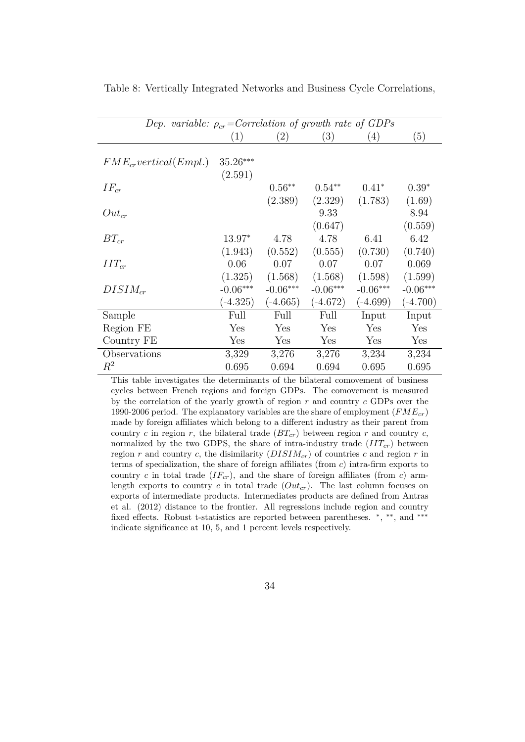Table 8: Vertically Integrated Networks and Business Cycle Correlations,

| *Dep. variable: $\rho_{cr}$=Correlation of growth rate of GDPs* | | | | | |
|---|---|---|---|---|---|
| | (1) | (2) | (3) | (4) | (5) |
| $FME_{cr}vertical(Empl.)$ | 35.26*** | | | | |
| | (2.591) | | | | |
| $IF_{cr}$ | | 0.56** | 0.54** | 0.41* | 0.39* |
| | | (2.389) | (2.329) | (1.783) | (1.69) |
| $Out_{cr}$ | | | 9.33 | | 8.94 |
| | | | (0.647) | | (0.559) |
| $BT_{cr}$ | 13.97* | 4.78 | 4.78 | 6.41 | 6.42 |
| | (1.943) | (0.552) | (0.555) | (0.730) | (0.740) |
| $IIT_{cr}$ | 0.06 | 0.07 | 0.07 | 0.07 | 0.069 |
| | (1.325) | (1.568) | (1.568) | (1.598) | (1.599) |
| $DISIM_{cr}$ | -0.06*** | -0.06*** | -0.06*** | -0.06*** | -0.06*** |
| | (-4.325) | (-4.665) | (-4.672) | (-4.699) | (-4.700) |
| Sample | Full | Full | Full | Input | Input |
| Region FE | Yes | Yes | Yes | Yes | Yes |
| Country FE | Yes | Yes | Yes | Yes | Yes |
| Observations | 3,329 | 3,276 | 3,276 | 3,234 | 3,234 |
| $R^2$ | 0.695 | 0.694 | 0.694 | 0.695 | 0.695 |

This table investigates the determinants of the bilateral comovement of business cycles between French regions and foreign GDPs. The comovement is measured by the correlation of the yearly growth of region $r$ and country $c$ GDPs over the 1990-2006 period. The explanatory variables are the share of employment ($FME_{cr}$) made by foreign affiliates which belong to a different industry as their parent from country $c$ in region $r$, the bilateral trade ($BT_{cr}$) between region $r$ and country $c$, normalized by the two GDPS, the share of intra-industry trade ($IIT_{cr}$) between region $r$ and country $c$, the disimilarity ($DISIM_{cr}$) of countries $c$ and region $r$ in terms of specialization, the share of foreign affiliates (from $c$) intra-firm exports to country $c$ in total trade ($IF_{cr}$), and the share of foreign affiliates (from $c$) arm-length exports to country $c$ in total trade ($Out_{cr}$). The last column focuses on exports of intermediate products. Intermediates products are defined from Antras et al. (2012) distance to the frontier. All regressions include region and country fixed effects. Robust t-statistics are reported between parentheses. *, **, and *** indicate significance at 10, 5, and 1 percent levels respectively.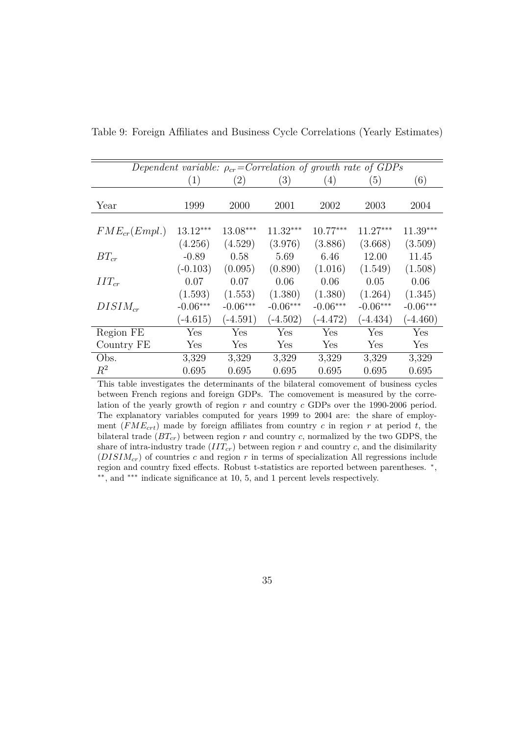Table 9: Foreign Affiliates and Business Cycle Correlations (Yearly Estimates)

| *Dependent variable: $\rho_{cr}$=Correlation of growth rate of GDPs* | | | | | | |
|---|---|---|---|---|---|---|
| | (1) | (2) | (3) | (4) | (5) | (6) |
| Year | 1999 | 2000 | 2001 | 2002 | 2003 | 2004 |
| $FME_{cr}(Empl.)$ | 13.12*** | 13.08*** | 11.32*** | 10.77*** | 11.27*** | 11.39*** |
| | (4.256) | (4.529) | (3.976) | (3.886) | (3.668) | (3.509) |
| $BT_{cr}$ | -0.89 | 0.58 | 5.69 | 6.46 | 12.00 | 11.45 |
| | (-0.103) | (0.095) | (0.890) | (1.016) | (1.549) | (1.508) |
| $IIT_{cr}$ | 0.07 | 0.07 | 0.06 | 0.06 | 0.05 | 0.06 |
| | (1.593) | (1.553) | (1.380) | (1.380) | (1.264) | (1.345) |
| $DISIM_{cr}$ | -0.06*** | -0.06*** | -0.06*** | -0.06*** | -0.06*** | -0.06*** |
| | (-4.615) | (-4.591) | (-4.502) | (-4.472) | (-4.434) | (-4.460) |
| Region FE | Yes | Yes | Yes | Yes | Yes | Yes |
| Country FE | Yes | Yes | Yes | Yes | Yes | Yes |
| Obs. | 3,329 | 3,329 | 3,329 | 3,329 | 3,329 | 3,329 |
| $R^2$ | 0.695 | 0.695 | 0.695 | 0.695 | 0.695 | 0.695 |

This table investigates the determinants of the bilateral comovement of business cycles between French regions and foreign GDPs. The comovement is measured by the correlation of the yearly growth of region $r$ and country $c$ GDPs over the 1990-2006 period. The explanatory variables computed for years 1999 to 2004 are: the share of employment ($FME_{crt}$) made by foreign affiliates from country $c$ in region $r$ at period $t$, the bilateral trade ($BT_{cr}$) between region $r$ and country $c$, normalized by the two GDPS, the share of intra-industry trade ($IIT_{cr}$) between region $r$ and country $c$, and the disimilarity ($DISIM_{cr}$) of countries $c$ and region $r$ in terms of specialization All regressions include region and country fixed effects. Robust t-statistics are reported between parentheses. *, **, and *** indicate significance at 10, 5, and 1 percent levels respectively.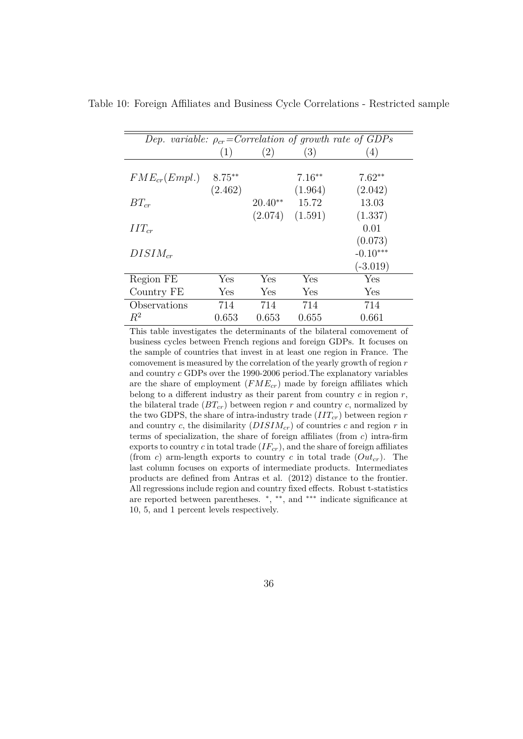Table 10: Foreign Affiliates and Business Cycle Correlations - Restricted sample

| *Dep. variable:* $\rho_{cr}$*=Correlation of growth rate of GDPs* | | | | |
|---|---|---|---|---|
| | (1) | (2) | (3) | (4) |
| $FME_{cr}(Empl.)$ | $8.75^{**}$ | | $7.16^{**}$ | $7.62^{**}$ |
| | (2.462) | | (1.964) | (2.042) |
| $BT_{cr}$ | | $20.40^{**}$ | 15.72 | 13.03 |
| | | (2.074) | (1.591) | (1.337) |
| $IIT_{cr}$ | | | | 0.01 |
| | | | | (0.073) |
| $DISIM_{cr}$ | | | | $-0.10^{***}$ |
| | | | | (-3.019) |
| Region FE | Yes | Yes | Yes | Yes |
| Country FE | Yes | Yes | Yes | Yes |
| Observations | 714 | 714 | 714 | 714 |
| $R^2$ | 0.653 | 0.653 | 0.655 | 0.661 |

This table investigates the determinants of the bilateral comovement of business cycles between French regions and foreign GDPs. It focuses on the sample of countries that invest in at least one region in France. The comovement is measured by the correlation of the yearly growth of region $r$ and country $c$ GDPs over the 1990-2006 period.The explanatory variables are the share of employment ($FME_{cr}$) made by foreign affiliates which belong to a different industry as their parent from country $c$ in region $r$, the bilateral trade ($BT_{cr}$) between region $r$ and country $c$, normalized by the two GDPS, the share of intra-industry trade ($IIT_{cr}$) between region $r$ and country $c$, the disimilarity ($DISIM_{cr}$) of countries $c$ and region $r$ in terms of specialization, the share of foreign affiliates (from $c$) intra-firm exports to country $c$ in total trade ($IF_{cr}$), and the share of foreign affiliates (from $c$) arm-length exports to country $c$ in total trade ($Out_{cr}$). The last column focuses on exports of intermediate products. Intermediates products are defined from Antras et al. (2012) distance to the frontier. All regressions include region and country fixed effects. Robust t-statistics are reported between parentheses. $^{*}$, $^{**}$, and $^{***}$ indicate significance at 10, 5, and 1 percent levels respectively.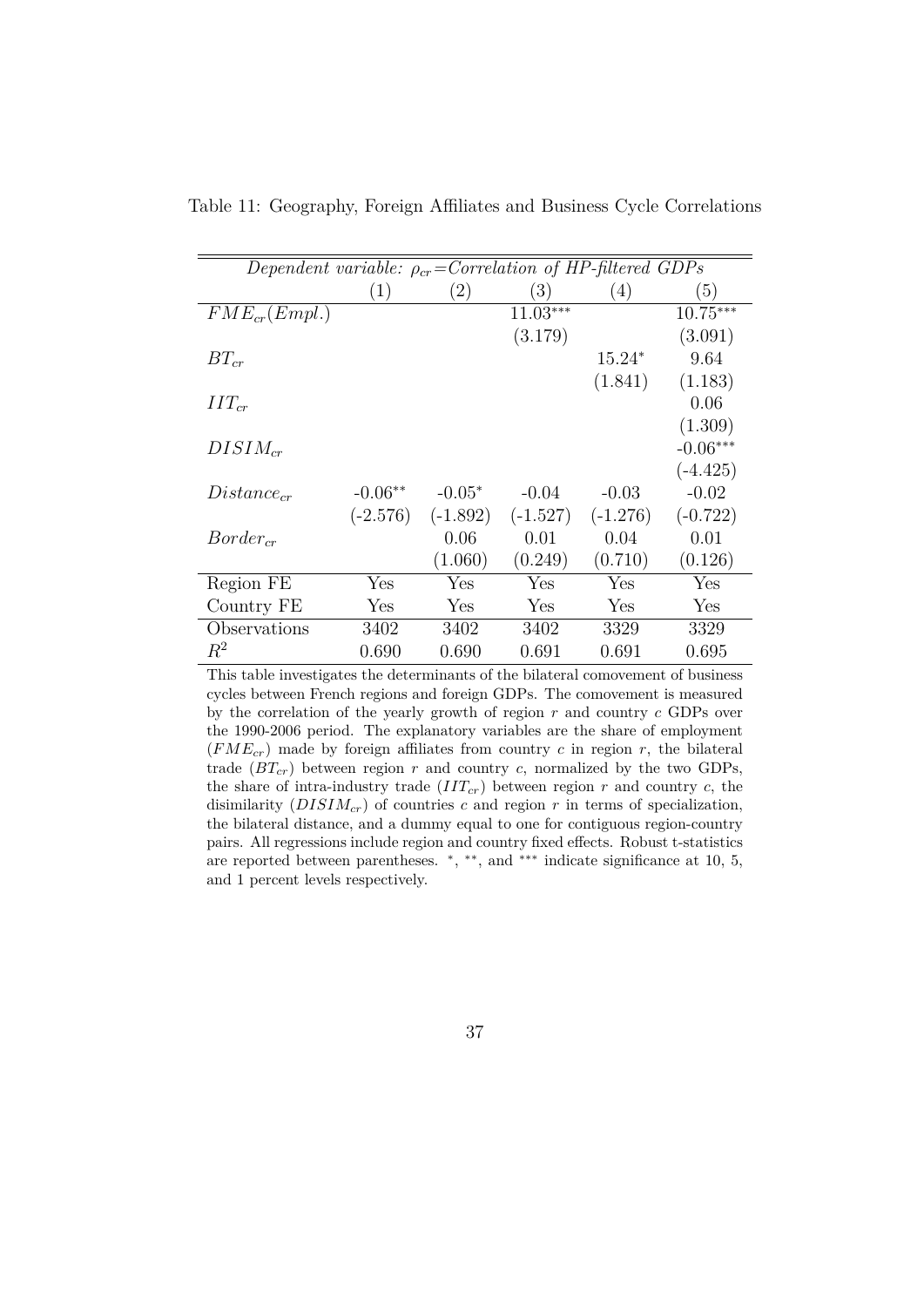Table 11: Geography, Foreign Affiliates and Business Cycle Correlations

| *Dependent variable:* $\rho_{cr}$*=Correlation of HP-filtered GDPs* | | | | | |
|---|---|---|---|---|---|
| | (1) | (2) | (3) | (4) | (5) |
| $FME_{cr}(Empl.)$ | | | 11.03*** | | 10.75*** |
| | | | (3.179) | | (3.091) |
| $BT_{cr}$ | | | | 15.24* | 9.64 |
| | | | | (1.841) | (1.183) |
| $IIT_{cr}$ | | | | | 0.06 |
| | | | | | (1.309) |
| $DISIM_{cr}$ | | | | | -0.06*** |
| | | | | | (-4.425) |
| $Distance_{cr}$ | -0.06** | -0.05* | -0.04 | -0.03 | -0.02 |
| | (-2.576) | (-1.892) | (-1.527) | (-1.276) | (-0.722) |
| $Border_{cr}$ | | 0.06 | 0.01 | 0.04 | 0.01 |
| | | (1.060) | (0.249) | (0.710) | (0.126) |
| Region FE | Yes | Yes | Yes | Yes | Yes |
| Country FE | Yes | Yes | Yes | Yes | Yes |
| Observations | 3402 | 3402 | 3402 | 3329 | 3329 |
| $R^2$ | 0.690 | 0.690 | 0.691 | 0.691 | 0.695 |

This table investigates the determinants of the bilateral comovement of business cycles between French regions and foreign GDPs. The comovement is measured by the correlation of the yearly growth of region $r$ and country $c$ GDPs over the 1990-2006 period. The explanatory variables are the share of employment ($FME_{cr}$) made by foreign affiliates from country $c$ in region $r$, the bilateral trade ($BT_{cr}$) between region $r$ and country $c$, normalized by the two GDPs, the share of intra-industry trade ($IIT_{cr}$) between region $r$ and country $c$, the disimilarity ($DISIM_{cr}$) of countries $c$ and region $r$ in terms of specialization, the bilateral distance, and a dummy equal to one for contiguous region-country pairs. All regressions include region and country fixed effects. Robust t-statistics are reported between parentheses. *, **, and *** indicate significance at 10, 5, and 1 percent levels respectively.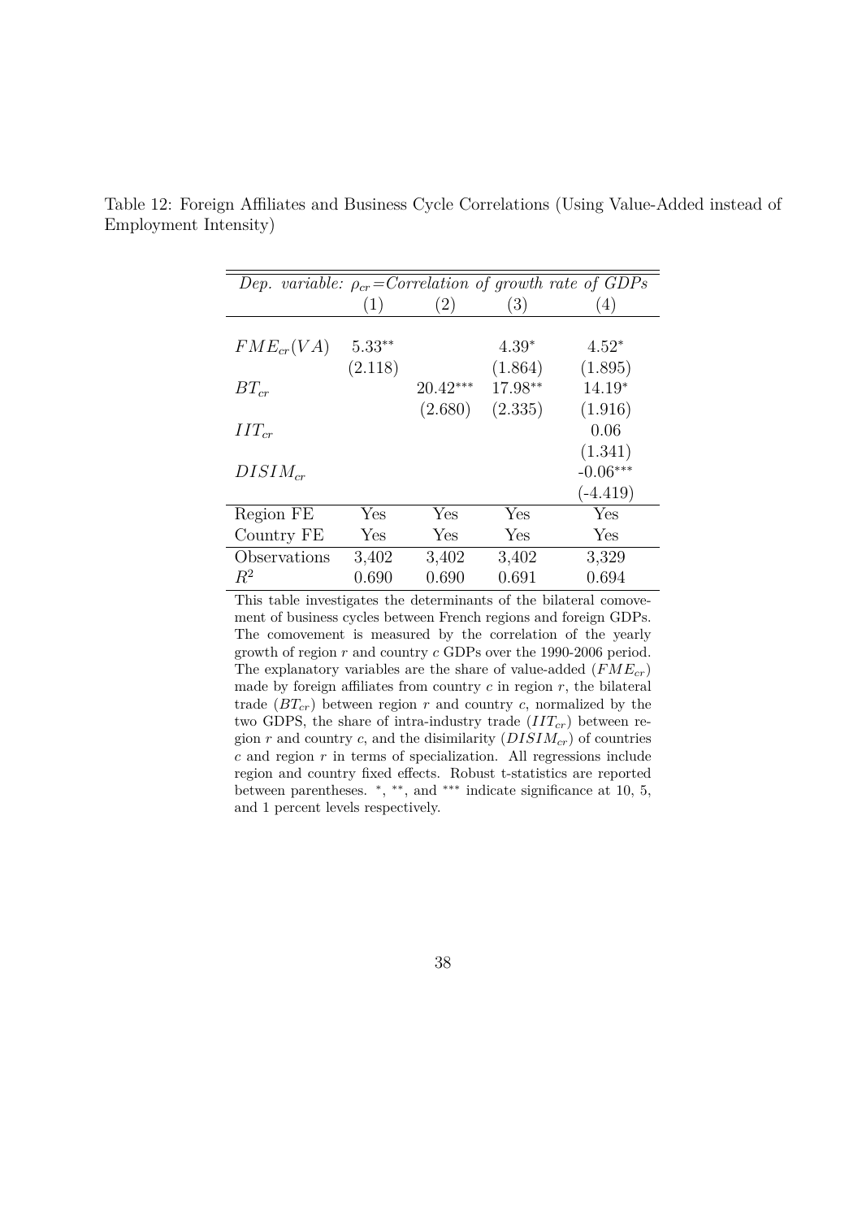Table 12: Foreign Affiliates and Business Cycle Correlations (Using Value-Added instead of Employment Intensity)

| *Dep. variable:* $\rho_{cr}$=*Correlation of growth rate of GDPs* | | | | |
|---|---|---|---|---|
| | (1) | (2) | (3) | (4) |
| $FME_{cr}(VA)$ | 5.33** | | 4.39* | 4.52* |
| | (2.118) | | (1.864) | (1.895) |
| $BT_{cr}$ | | 20.42*** | 17.98** | 14.19* |
| | | (2.680) | (2.335) | (1.916) |
| $IIT_{cr}$ | | | | 0.06 |
| | | | | (1.341) |
| $DISIM_{cr}$ | | | | -0.06*** |
| | | | | (-4.419) |
| Region FE | Yes | Yes | Yes | Yes |
| Country FE | Yes | Yes | Yes | Yes |
| Observations | 3,402 | 3,402 | 3,402 | 3,329 |
| $R^2$ | 0.690 | 0.690 | 0.691 | 0.694 |

This table investigates the determinants of the bilateral comovement of business cycles between French regions and foreign GDPs. The comovement is measured by the correlation of the yearly growth of region $r$ and country $c$ GDPs over the 1990-2006 period. The explanatory variables are the share of value-added ($FME_{cr}$) made by foreign affiliates from country $c$ in region $r$, the bilateral trade ($BT_{cr}$) between region $r$ and country $c$, normalized by the two GDPS, the share of intra-industry trade ($IIT_{cr}$) between region $r$ and country $c$, and the disimilarity ($DISIM_{cr}$) of countries $c$ and region $r$ in terms of specialization. All regressions include region and country fixed effects. Robust t-statistics are reported between parentheses. *, **, and *** indicate significance at 10, 5, and 1 percent levels respectively.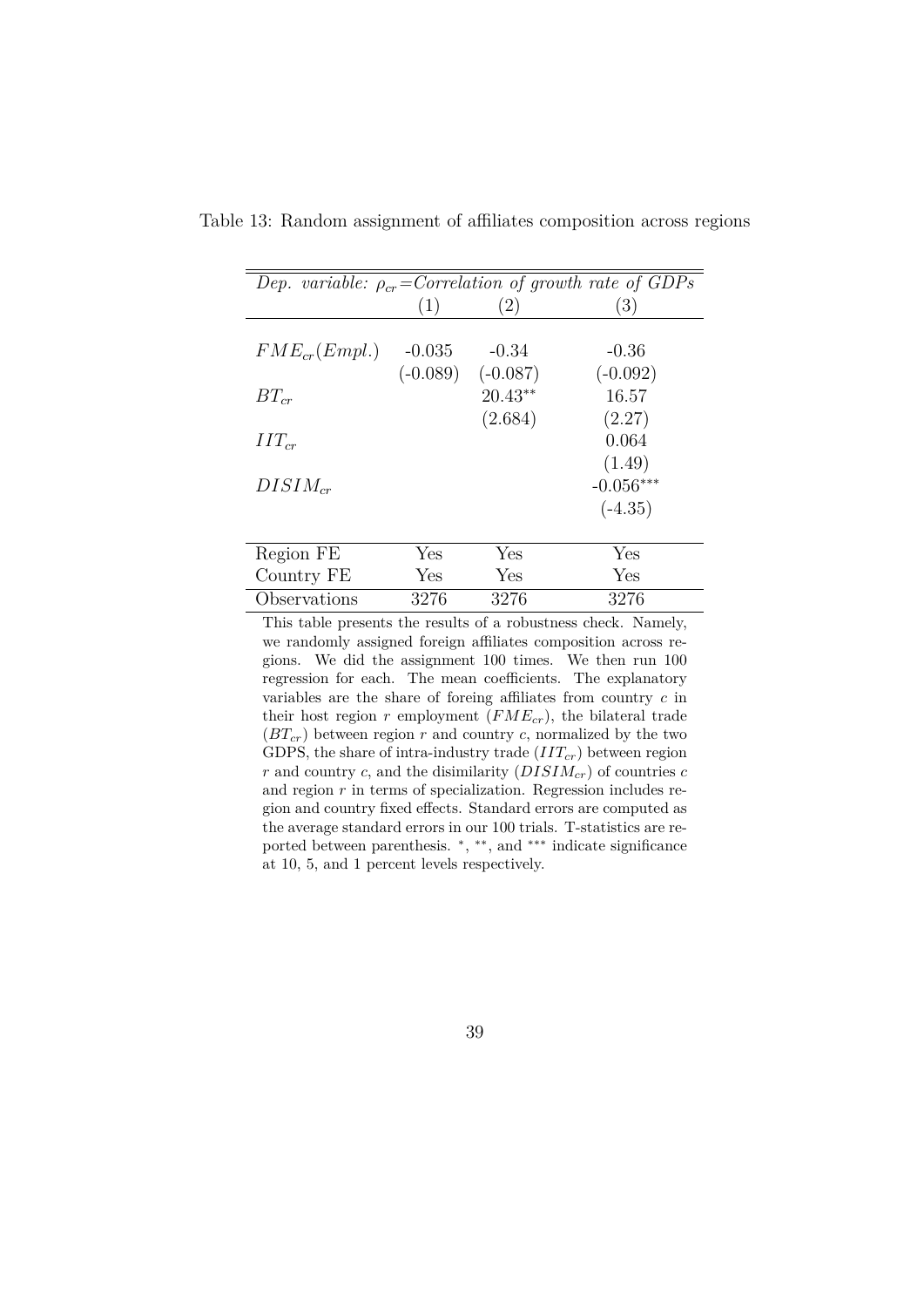Table 13: Random assignment of affiliates composition across regions

| *Dep. variable:* $\rho_{cr}$=*Correlation of growth rate of GDPs* | | | |
|---|---|---|---|
| | (1) | (2) | (3) |
| $FME_{cr}(Empl.)$ | -0.035 | -0.34 | -0.36 |
| | (-0.089) | (-0.087) | (-0.092) |
| $BT_{cr}$ | | 20.43** | 16.57 |
| | | (2.684) | (2.27) |
| $IIT_{cr}$ | | | 0.064 |
| | | | (1.49) |
| $DISIM_{cr}$ | | | -0.056*** |
| | | | (-4.35) |
| Region FE | Yes | Yes | Yes |
| Country FE | Yes | Yes | Yes |
| Observations | 3276 | 3276 | 3276 |

This table presents the results of a robustness check. Namely, we randomly assigned foreign affiliates composition across regions. We did the assignment 100 times. We then run 100 regression for each. The mean coefficients. The explanatory variables are the share of foreing affiliates from country $c$ in their host region $r$ employment ($FME_{cr}$), the bilateral trade ($BT_{cr}$) between region $r$ and country $c$, normalized by the two GDPS, the share of intra-industry trade ($IIT_{cr}$) between region $r$ and country $c$, and the disimilarity ($DISIM_{cr}$) of countries $c$ and region $r$ in terms of specialization. Regression includes region and country fixed effects. Standard errors are computed as the average standard errors in our 100 trials. T-statistics are reported between parenthesis. *, **, and *** indicate significance at 10, 5, and 1 percent levels respectively.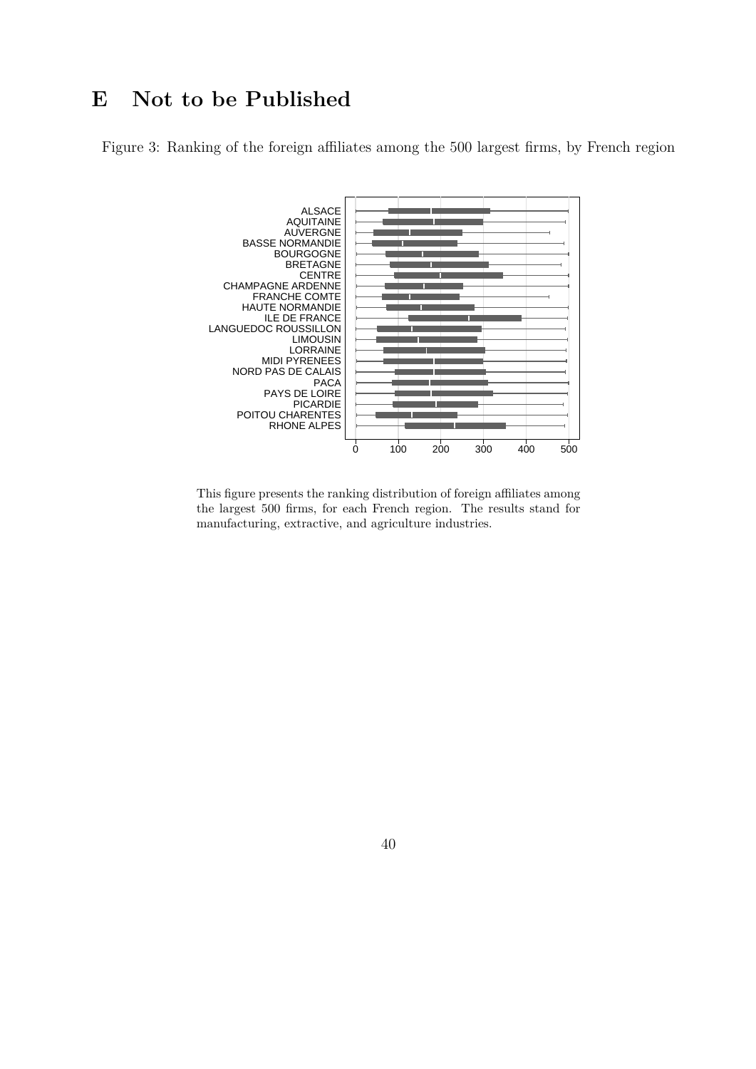# E Not to be Published

Figure 3: Ranking of the foreign affiliates among the 500 largest firms, by French region

This figure presents the ranking distribution of foreign affiliates among the largest 500 firms, for each French region. The results stand for manufacturing, extractive, and agriculture industries.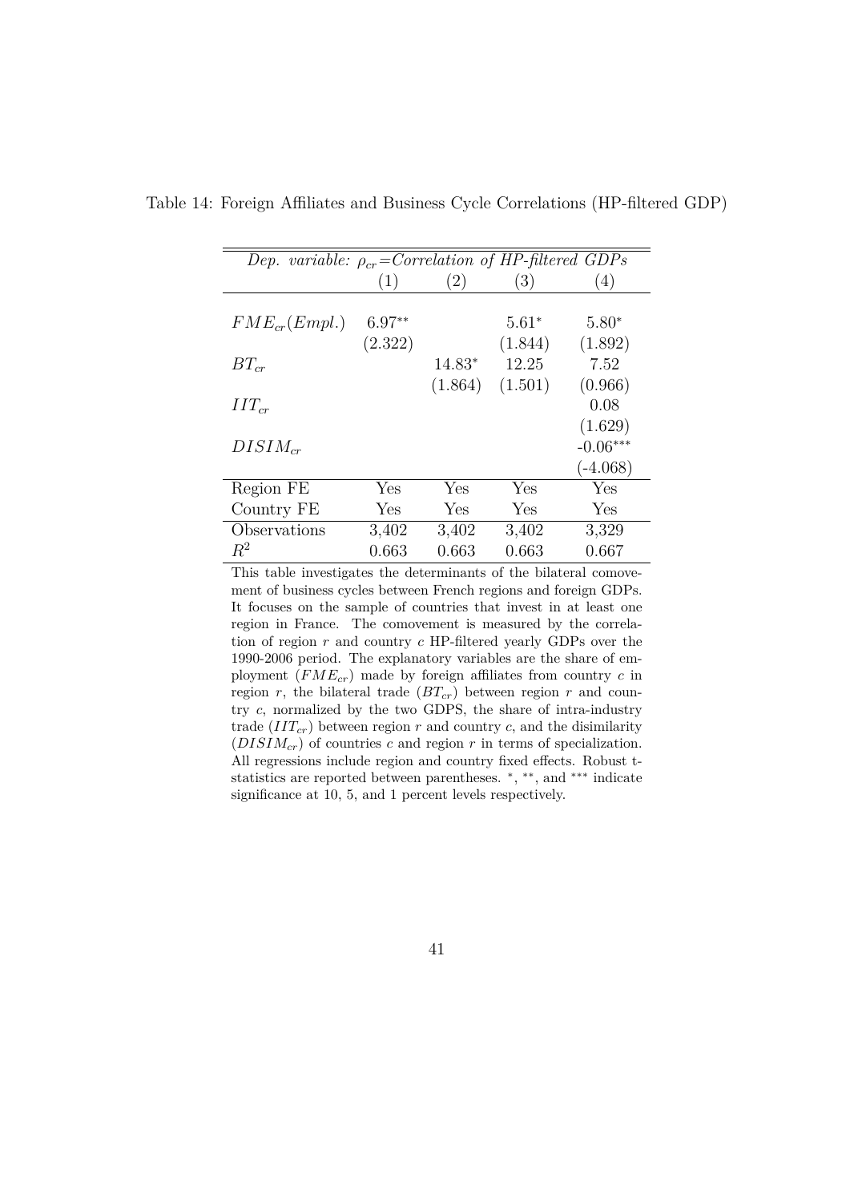Table 14: Foreign Affiliates and Business Cycle Correlations (HP-filtered GDP)

| *Dep. variable:* $\rho_{cr}$=*Correlation of HP-filtered GDPs* | | | | |
|---|---|---|---|---|
| | (1) | (2) | (3) | (4) |
| $FME_{cr}(Empl.)$ | 6.97** | | 5.61* | 5.80* |
| | (2.322) | | (1.844) | (1.892) |
| $BT_{cr}$ | | 14.83* | 12.25 | 7.52 |
| | | (1.864) | (1.501) | (0.966) |
| $IIT_{cr}$ | | | | 0.08 |
| | | | | (1.629) |
| $DISIM_{cr}$ | | | | -0.06*** |
| | | | | (-4.068) |
| Region FE | Yes | Yes | Yes | Yes |
| Country FE | Yes | Yes | Yes | Yes |
| Observations | 3,402 | 3,402 | 3,402 | 3,329 |
| $R^2$ | 0.663 | 0.663 | 0.663 | 0.667 |

This table investigates the determinants of the bilateral comovement of business cycles between French regions and foreign GDPs. It focuses on the sample of countries that invest in at least one region in France. The comovement is measured by the correlation of region $r$ and country $c$ HP-filtered yearly GDPs over the 1990-2006 period. The explanatory variables are the share of employment ($FME_{cr}$) made by foreign affiliates from country $c$ in region $r$, the bilateral trade ($BT_{cr}$) between region $r$ and country $c$, normalized by the two GDPS, the share of intra-industry trade ($IIT_{cr}$) between region $r$ and country $c$, and the disimilarity ($DISIM_{cr}$) of countries $c$ and region $r$ in terms of specialization. All regressions include region and country fixed effects. Robust t-statistics are reported between parentheses. $^{*}$, $^{**}$, and $^{***}$ indicate significance at 10, 5, and 1 percent levels respectively.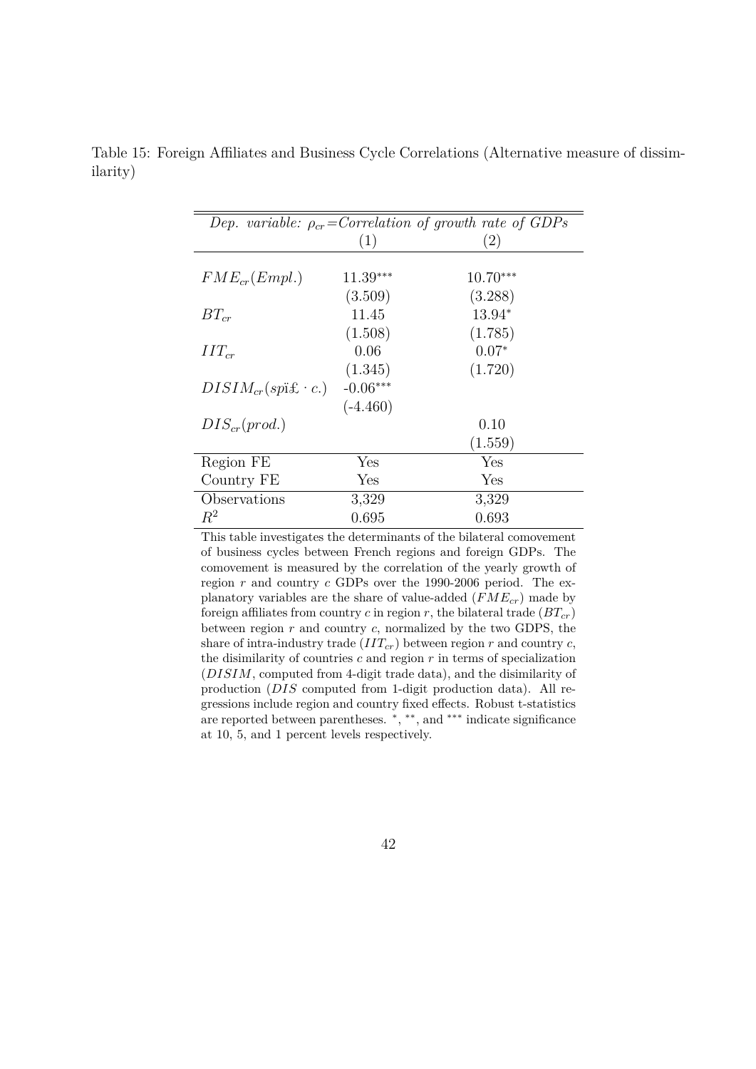Table 15: Foreign Affiliates and Business Cycle Correlations (Alternative measure of dissimilarity)

| *Dep. variable: $\rho_{cr}$=Correlation of growth rate of GDPs* | (1) | (2) |
|---|---|---|
| $FME_{cr}(Empl.)$ | 11.39*** | 10.70*** |
| | (3.509) | (3.288) |
| $BT_{cr}$ | 11.45 | 13.94* |
| | (1.508) | (1.785) |
| $IIT_{cr}$ | 0.06 | 0.07* |
| | (1.345) | (1.720) |
| $DISIM_{cr}(sp\ddot{\imath}\pounds \cdot c.)$ | -0.06*** | |
| | (-4.460) | |
| $DIS_{cr}(prod.)$ | | 0.10 |
| | | (1.559) |
| Region FE | Yes | Yes |
| Country FE | Yes | Yes |
| Observations | 3,329 | 3,329 |
| $R^2$ | 0.695 | 0.693 |

This table investigates the determinants of the bilateral comovement of business cycles between French regions and foreign GDPs. The comovement is measured by the correlation of the yearly growth of region $r$ and country $c$ GDPs over the 1990-2006 period. The explanatory variables are the share of value-added ($FME_{cr}$) made by foreign affiliates from country $c$ in region $r$, the bilateral trade ($BT_{cr}$) between region $r$ and country $c$, normalized by the two GDPS, the share of intra-industry trade ($IIT_{cr}$) between region $r$ and country $c$, the disimilarity of countries $c$ and region $r$ in terms of specialization ($DISIM$, computed from 4-digit trade data), and the disimilarity of production ($DIS$ computed from 1-digit production data). All regressions include region and country fixed effects. Robust t-statistics are reported between parentheses. *, **, and *** indicate significance at 10, 5, and 1 percent levels respectively.